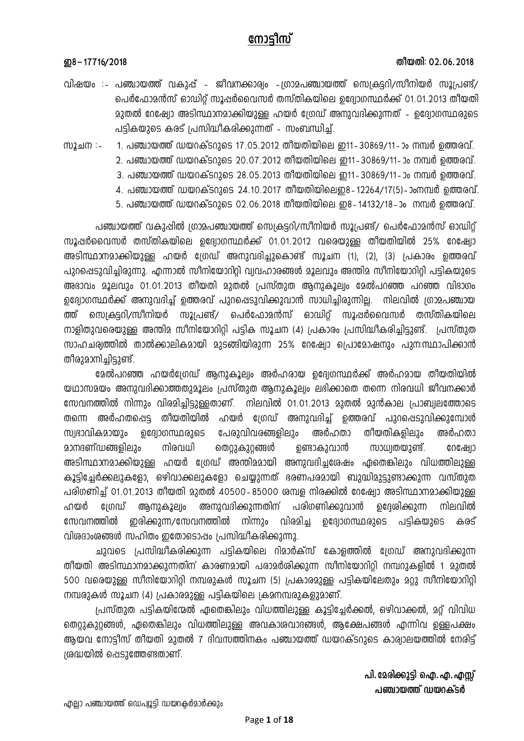# നോട്ടീസ്

**ഇ8 – 17716/2018** **തീയതി: 02.06.2018**

വിഷയം :- പഞ്ചായത്ത് വകുപ്പ് - ജീവനക്കാര്യം -ഗ്രാമപഞ്ചായത്ത് സെക്രട്ടറി/സീനിയർ സൂപ്രണ്ട്/ പെർഫോമൻസ് ഓഡിറ്റ് സൂപ്പർവൈസർ തസ്തികയിലെ ഉദ്യോഗസ്ഥർക്ക് 01.01.2013 തീയതി മുതൽ റേഷ്യോ അടിസ്ഥാനമാക്കിയുള്ള ഹയർ ഗ്രേഡ് അനുവദിക്കുന്നത് - ഉദ്യോഗസ്ഥരുടെ പട്ടികയുടെ കരട് പ്രസിദ്ധീകരിക്കുന്നത് - സംബന്ധിച്ച്.

സൂചന :-
1. പഞ്ചായത്ത് ഡയറക്ടറുടെ 17.05.2012 തീയതിയിലെ ഇ11-30869/11-ാം നമ്പർ ഉത്തരവ്.
2. പഞ്ചായത്ത് ഡയറക്ടറുടെ 20.07.2012 തീയതിയിലെ ഇ11-30869/11-ാം നമ്പർ ഉത്തരവ്.
3. പഞ്ചായത്ത് ഡയറക്ടറുടെ 28.05.2013 തീയതിയിലെ ഇ11-30869/11-ാം നമ്പർ ഉത്തരവ്.
4. പഞ്ചായത്ത് ഡയറക്ടറുടെ 24.10.2017 തീയതിയിലെഇ8-12264/17(5)-ാംനമ്പർ ഉത്തരവ്.
5. പഞ്ചായത്ത് ഡയറക്ടറുടെ 02.06.2018 തീയതിയിലെ ഇ8-14132/18-ാം നമ്പർ ഉത്തരവ്.

പഞ്ചായത്ത് വകുപ്പിൽ ഗ്രാമപഞ്ചായത്ത് സെക്രട്ടറി/സീനിയർ സൂപ്രണ്ട്/ പെർഫോമൻസ് ഓഡിറ്റ് സൂപ്പർവൈസർ തസ്തികയിലെ ഉദ്യോഗസ്ഥർക്ക് 01.01.2012 വരെയുള്ള തീയതിയിൽ 25% റേഷ്യോ അടിസ്ഥാനമാക്കിയുള്ള ഹയർ ഗ്രേഡ് അനുവദിച്ചുകൊണ്ട് സൂചന (1), (2), (3) പ്രകാരം ഉത്തരവ് പുറപ്പെടുവിച്ചിരുന്നു. എന്നാൽ സീനിയോറിറ്റി വ്യവഹാരങ്ങൾ മൂലവും അന്തിമ സീനിയോറിറ്റി പട്ടികയുടെ അഭാവം മൂലവും 01.01.2013 തീയതി മുതൽ പ്രസ്തുത ആനുകൂല്യം മേൽപറഞ്ഞ പറഞ്ഞ വിഭാഗം ഉദ്യോഗസ്ഥർക്ക് അനുവദിച്ച് ഉത്തരവ് പുറപ്പെടുവിക്കുവാൻ സാധിച്ചിരുന്നില്ല. നിലവിൽ ഗ്രാമപഞ്ചായത്ത് സെക്രട്ടറി/സീനിയർ സൂപ്രണ്ട്/ പെർഫോമൻസ് ഓഡിറ്റ് സൂപ്പർവൈസർ തസ്തികയിലെ നാളിതുവരെയുള്ള അന്തിമ സീനിയോറിറ്റി പട്ടിക സൂചന (4) പ്രകാരം പ്രസിദ്ധീകരിച്ചിട്ടുണ്ട്. പ്രസ്തുത സാഹചര്യത്തിൽ താൽക്കാലികമായി മുടങ്ങിയിരുന്ന 25% റേഷ്യോ പ്രൊമോഷനും പുനഃസ്ഥാപിക്കാൻ തീരുമാനിച്ചിട്ടുണ്ട്.

മേൽപറഞ്ഞ ഹയർഗ്രേഡ് ആനുകൂല്യം അർഹരായ ഉദ്യേഗസ്ഥർക്ക് അർഹമായ തീയതിയിൽ യഥാസമയം അനുവദിക്കാത്തതുമൂലം പ്രസ്തുത ആനുകൂല്യം ലഭിക്കാതെ തന്നെ നിരവധി ജീവനക്കാർ സേവനത്തിൽ നിന്നും വിരമിച്ചിട്ടുള്ളതാണ്. നിലവിൽ 01.01.2013 മുതൽ മുൻകാല പ്രാബല്യത്തോടെ തന്നെ അർഹതപ്പെട്ട തീയതിയിൽ ഹയർ ഗ്രേഡ് അനുവദിച്ച് ഉത്തരവ് പുറപ്പെടുവിക്കുമ്പോൾ സ്വാഭാവികമായും ഉദ്യോഗസ്ഥരുടെ പേരുവിവരങ്ങളിലും അർഹതാ തീയതികളിലും അർഹതാ മാനദണ്ഡങ്ങളിലും നിരവധി തെറ്റുകുറ്റങ്ങൾ ഉണ്ടാകുവാൻ സാധ്യതയുണ്ട്. റേഷ്യോ അടിസ്ഥാനമാക്കിയുള്ള ഹയർ ഗ്രേഡ് അന്തിമമായി അനുവദിച്ചശേഷം ഏതെങ്കിലും വിധത്തിലുള്ള കൂട്ടിച്ചേർക്കലുകളോ, ഒഴിവാക്കലുകളോ ചെയ്യുന്നത് ഭരണപരമായി ബുദ്ധിമുട്ടുണ്ടാക്കുന്ന വസ്തുത പരിഗണിച്ച് 01.01.2013 തീയതി മുതൽ 40500-85000 ശമ്പള നിരക്കിൽ റേഷ്യോ അടിസ്ഥാനമാക്കിയുള്ള ഹയർ ഗ്രേഡ് ആനുകൂല്യം അനുവദിക്കുന്നതിന് പരിഗണിക്കുവാൻ ഉദ്ദേശിക്കുന്ന നിലവിൽ സേവനത്തിൽ ഇരിക്കുന്ന/സേവനത്തിൽ നിന്നും വിരമിച്ച ഉദ്യോഗസ്ഥരുടെ പട്ടികയുടെ കരട് വിശദാംശങ്ങൾ സഹിതം ഇതോടൊപ്പം പ്രസിദ്ധീകരിക്കുന്നു.

ചുവടെ പ്രസിദ്ധീകരിക്കുന്ന പട്ടികയിലെ റിമാർക്സ് കോളത്തിൽ ഗ്രേഡ് അനുവദിക്കുന്ന തീയതി അടിസ്ഥാനമാക്കുന്നതിന് കാരണമായി പരാമർശിക്കുന്ന സീനിയോറിറ്റി നമ്പറുകളിൽ 1 മുതൽ 500 വരെയുള്ള സീനിയോറിറ്റി നമ്പരുകൾ സൂചന (5) പ്രകാരമുള്ള പട്ടികയിലേതും മറ്റു സീനിയോറിറ്റി നമ്പരുകൾ സൂചന (4) പ്രകാരമുള്ള പട്ടികയിലെ ക്രമനമ്പരുകളുമാണ്.

പ്രസ്തുത പട്ടികയിന്മേൽ ഏതെങ്കിലും വിധത്തിലുള്ള കൂട്ടിച്ചേർക്കൽ, ഒഴിവാക്കൽ, മറ്റ് വിവിധ തെറ്റുകുറ്റങ്ങൾ, ഏതെങ്കിലും വിധത്തിലുള്ള അവകാശവാദങ്ങൾ, ആക്ഷേപങ്ങൾ എന്നിവ ഉള്ളപക്ഷം ആയവ നോട്ടീസ് തീയതി മുതൽ 7 ദിവസത്തിനകം പഞ്ചായത്ത് ഡയറക്ടറുടെ കാര്യാലയത്തിൽ നേരിട്ട് ശ്രദ്ധയിൽ പ്പെടുത്തേണ്ടതാണ്.

**പി.മേരിക്കുട്ടി ഐ.എ.എസ്സ്**
**പഞ്ചായത്ത് ഡയറക്ടർ**

എല്ലാ പഞ്ചായത്ത് ഡെപ്യൂട്ടി ഡയറക്ടർമാർക്കും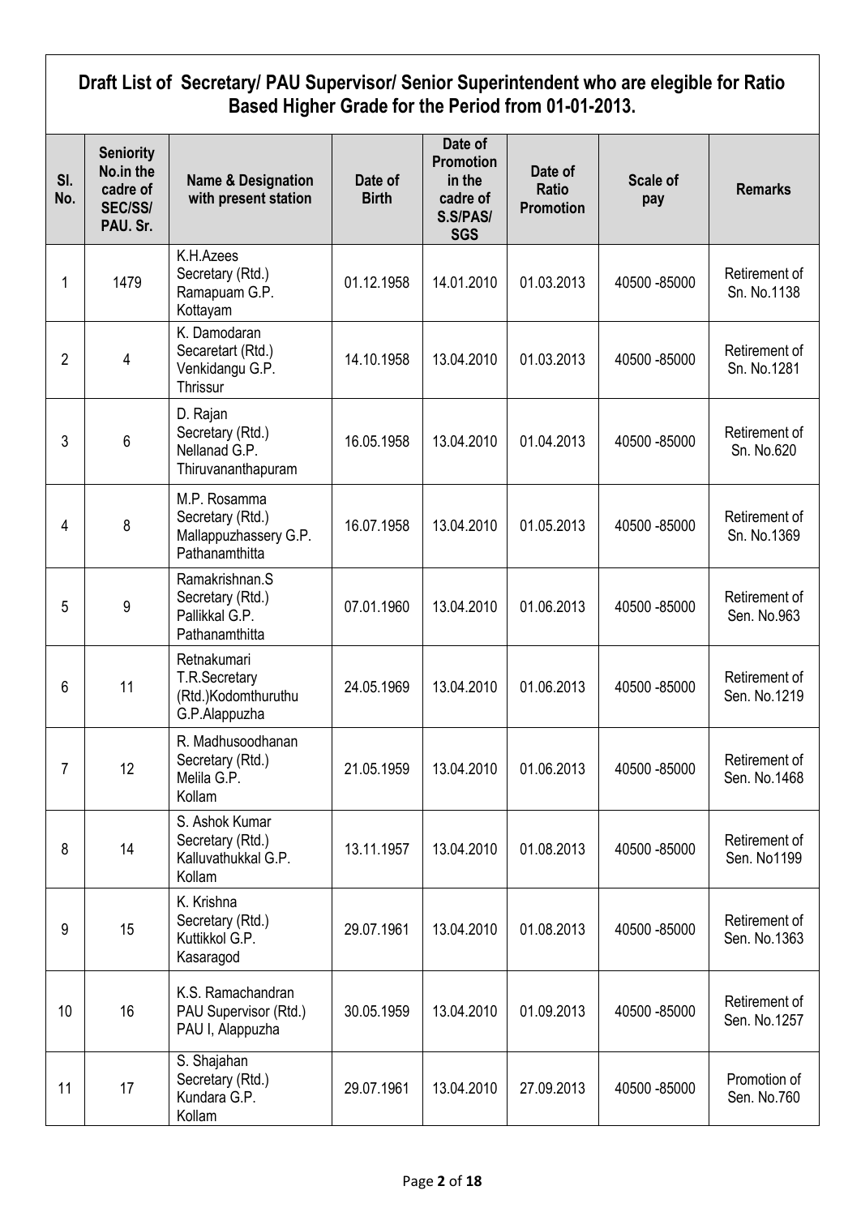## Draft List of Secretary/ PAU Supervisor/ Senior Superintendent who are elegible for Ratio Based Higher Grade for the Period from 01-01-2013.

| Sl. No. | Seniority No.in the cadre of SEC/SS/ PAU. Sr. | Name & Designation with present station | Date of Birth | Date of Promotion in the cadre of S.S/PAS/ SGS | Date of Ratio Promotion | Scale of pay | Remarks |
|---|---|---|---|---|---|---|---|
| 1 | 1479 | K.H.Azees Secretary (Rtd.) Ramapuam G.P. Kottayam | 01.12.1958 | 14.01.2010 | 01.03.2013 | 40500 -85000 | Retirement of Sn. No.1138 |
| 2 | 4 | K. Damodaran Secaretart (Rtd.) Venkidangu G.P. Thrissur | 14.10.1958 | 13.04.2010 | 01.03.2013 | 40500 -85000 | Retirement of Sn. No.1281 |
| 3 | 6 | D. Rajan Secretary (Rtd.) Nellanad G.P. Thiruvananthapuram | 16.05.1958 | 13.04.2010 | 01.04.2013 | 40500 -85000 | Retirement of Sn. No.620 |
| 4 | 8 | M.P. Rosamma Secretary (Rtd.) Mallappuzhassery G.P. Pathanamthitta | 16.07.1958 | 13.04.2010 | 01.05.2013 | 40500 -85000 | Retirement of Sn. No.1369 |
| 5 | 9 | Ramakrishnan.S Secretary (Rtd.) Pallikkal G.P. Pathanamthitta | 07.01.1960 | 13.04.2010 | 01.06.2013 | 40500 -85000 | Retirement of Sen. No.963 |
| 6 | 11 | Retnakumari T.R.Secretary (Rtd.)Kodomthuruthu G.P.Alappuzha | 24.05.1969 | 13.04.2010 | 01.06.2013 | 40500 -85000 | Retirement of Sen. No.1219 |
| 7 | 12 | R. Madhusoodhanan Secretary (Rtd.) Melila G.P. Kollam | 21.05.1959 | 13.04.2010 | 01.06.2013 | 40500 -85000 | Retirement of Sen. No.1468 |
| 8 | 14 | S. Ashok Kumar Secretary (Rtd.) Kalluvathukkal G.P. Kollam | 13.11.1957 | 13.04.2010 | 01.08.2013 | 40500 -85000 | Retirement of Sen. No1199 |
| 9 | 15 | K. Krishna Secretary (Rtd.) Kuttikkol G.P. Kasaragod | 29.07.1961 | 13.04.2010 | 01.08.2013 | 40500 -85000 | Retirement of Sen. No.1363 |
| 10 | 16 | K.S. Ramachandran PAU Supervisor (Rtd.) PAU I, Alappuzha | 30.05.1959 | 13.04.2010 | 01.09.2013 | 40500 -85000 | Retirement of Sen. No.1257 |
| 11 | 17 | S. Shajahan Secretary (Rtd.) Kundara G.P. Kollam | 29.07.1961 | 13.04.2010 | 27.09.2013 | 40500 -85000 | Promotion of Sen. No.760 |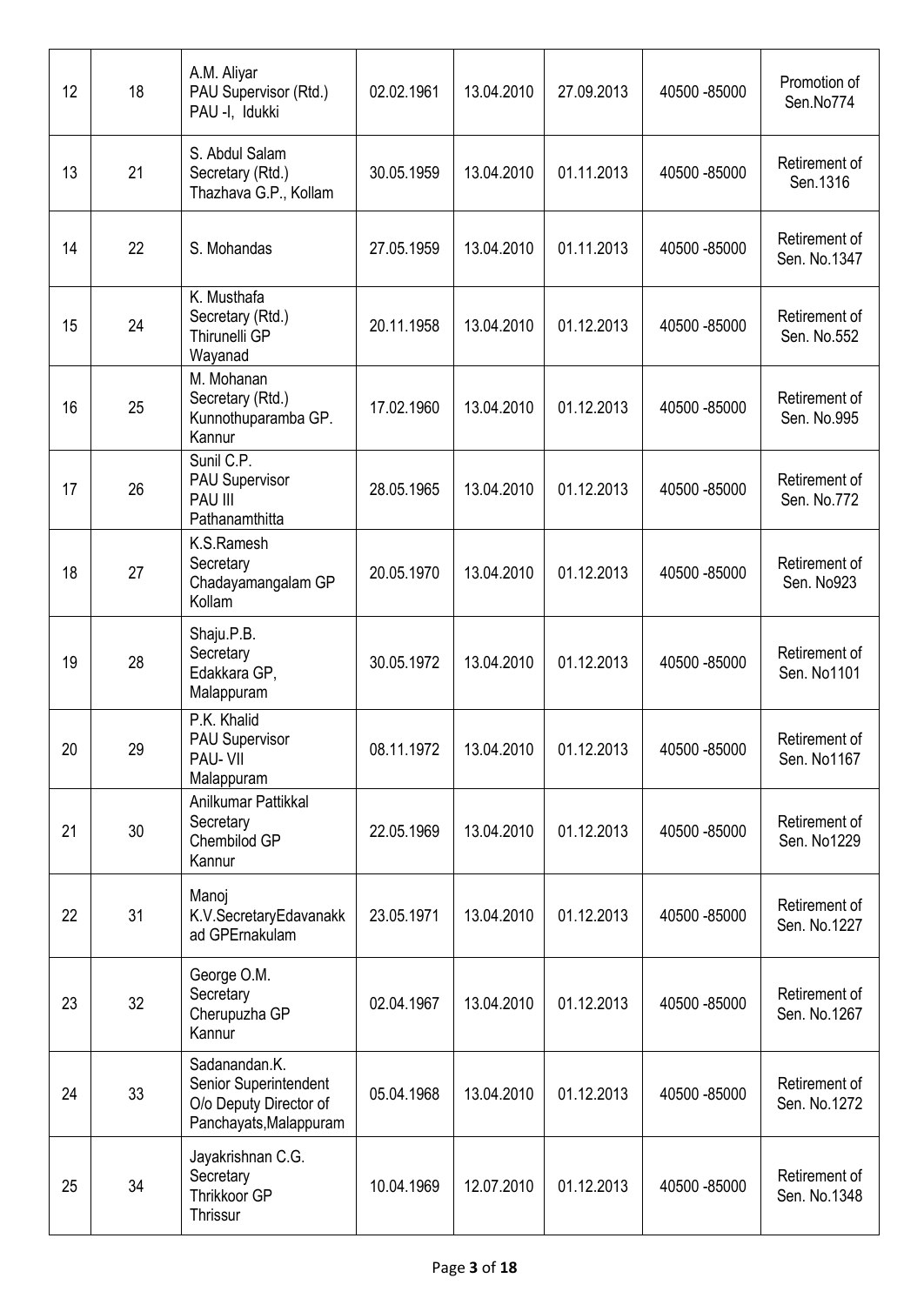| | | | | | | | |
|---|---|---|---|---|---|---|---|
| 12 | 18 | A.M. Aliyar PAU Supervisor (Rtd.) PAU -I, Idukki | 02.02.1961 | 13.04.2010 | 27.09.2013 | 40500 -85000 | Promotion of Sen.No774 |
| 13 | 21 | S. Abdul Salam Secretary (Rtd.) Thazhava G.P., Kollam | 30.05.1959 | 13.04.2010 | 01.11.2013 | 40500 -85000 | Retirement of Sen.1316 |
| 14 | 22 | S. Mohandas | 27.05.1959 | 13.04.2010 | 01.11.2013 | 40500 -85000 | Retirement of Sen. No.1347 |
| 15 | 24 | K. Musthafa Secretary (Rtd.) Thirunelli GP Wayanad | 20.11.1958 | 13.04.2010 | 01.12.2013 | 40500 -85000 | Retirement of Sen. No.552 |
| 16 | 25 | M. Mohanan Secretary (Rtd.) Kunnothuparamba GP. Kannur | 17.02.1960 | 13.04.2010 | 01.12.2013 | 40500 -85000 | Retirement of Sen. No.995 |
| 17 | 26 | Sunil C.P. PAU Supervisor PAU III Pathanamthitta | 28.05.1965 | 13.04.2010 | 01.12.2013 | 40500 -85000 | Retirement of Sen. No.772 |
| 18 | 27 | K.S.Ramesh Secretary Chadayamangalam GP Kollam | 20.05.1970 | 13.04.2010 | 01.12.2013 | 40500 -85000 | Retirement of Sen. No923 |
| 19 | 28 | Shaju.P.B. Secretary Edakkara GP, Malappuram | 30.05.1972 | 13.04.2010 | 01.12.2013 | 40500 -85000 | Retirement of Sen. No1101 |
| 20 | 29 | P.K. Khalid PAU Supervisor PAU- VII Malappuram | 08.11.1972 | 13.04.2010 | 01.12.2013 | 40500 -85000 | Retirement of Sen. No1167 |
| 21 | 30 | Anilkumar Pattikkal Secretary Chembilod GP Kannur | 22.05.1969 | 13.04.2010 | 01.12.2013 | 40500 -85000 | Retirement of Sen. No1229 |
| 22 | 31 | Manoj K.V.SecretaryEdavanakkad GPErnakulam | 23.05.1971 | 13.04.2010 | 01.12.2013 | 40500 -85000 | Retirement of Sen. No.1227 |
| 23 | 32 | George O.M. Secretary Cherupuzha GP Kannur | 02.04.1967 | 13.04.2010 | 01.12.2013 | 40500 -85000 | Retirement of Sen. No.1267 |
| 24 | 33 | Sadanandan.K. Senior Superintendent O/o Deputy Director of Panchayats,Malappuram | 05.04.1968 | 13.04.2010 | 01.12.2013 | 40500 -85000 | Retirement of Sen. No.1272 |
| 25 | 34 | Jayakrishnan C.G. Secretary Thrikkoor GP Thrissur | 10.04.1969 | 12.07.2010 | 01.12.2013 | 40500 -85000 | Retirement of Sen. No.1348 |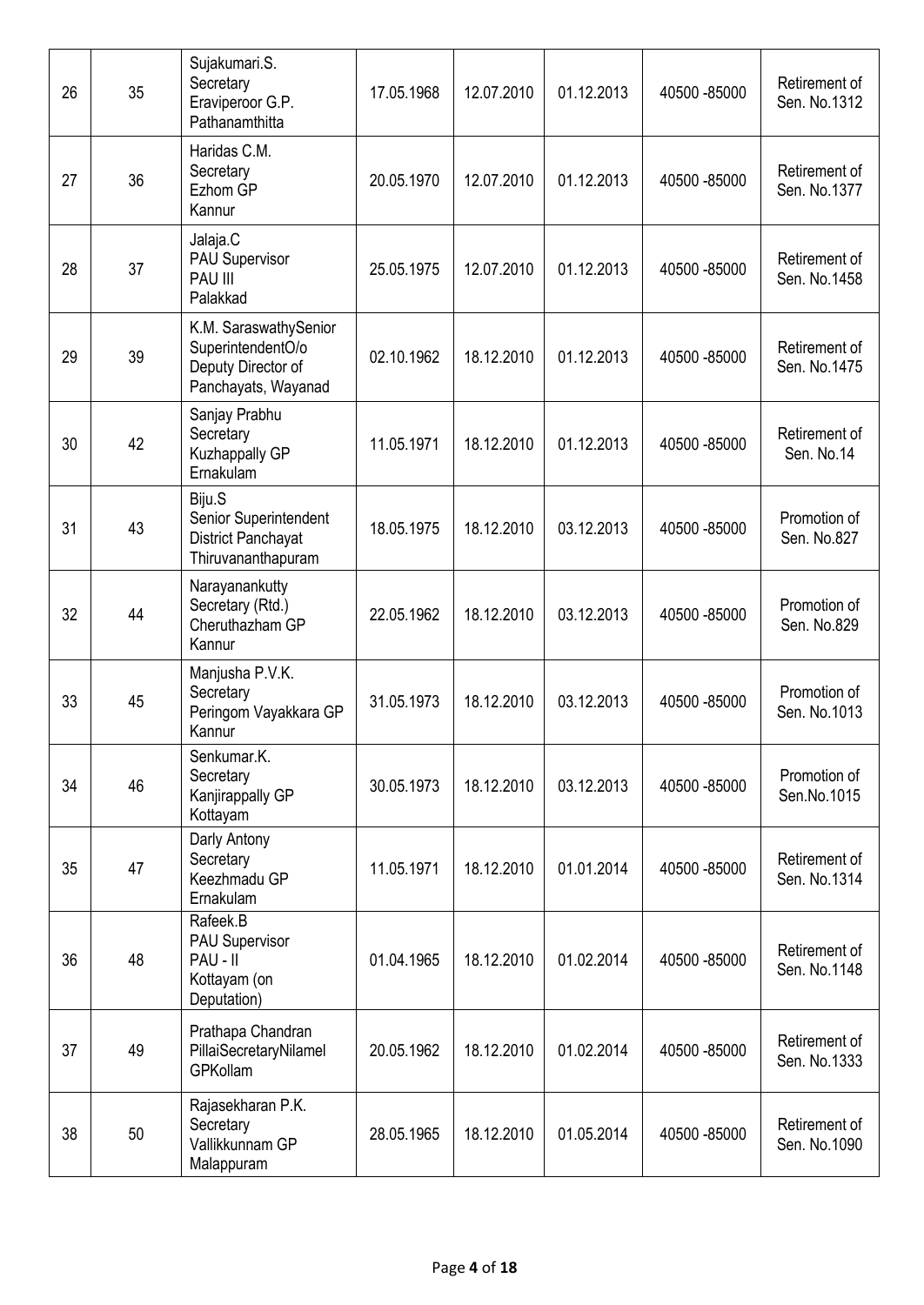| | | | | | | | |
|---|---|---|---|---|---|---|---|
| 26 | 35 | Sujakumari.S. Secretary Eraviperoor G.P. Pathanamthitta | 17.05.1968 | 12.07.2010 | 01.12.2013 | 40500 -85000 | Retirement of Sen. No.1312 |
| 27 | 36 | Haridas C.M. Secretary Ezhom GP Kannur | 20.05.1970 | 12.07.2010 | 01.12.2013 | 40500 -85000 | Retirement of Sen. No.1377 |
| 28 | 37 | Jalaja.C PAU Supervisor PAU III Palakkad | 25.05.1975 | 12.07.2010 | 01.12.2013 | 40500 -85000 | Retirement of Sen. No.1458 |
| 29 | 39 | K.M. SaraswathySenior SuperintendentO/o Deputy Director of Panchayats, Wayanad | 02.10.1962 | 18.12.2010 | 01.12.2013 | 40500 -85000 | Retirement of Sen. No.1475 |
| 30 | 42 | Sanjay Prabhu Secretary Kuzhappally GP Ernakulam | 11.05.1971 | 18.12.2010 | 01.12.2013 | 40500 -85000 | Retirement of Sen. No.14 |
| 31 | 43 | Biju.S Senior Superintendent District Panchayat Thiruvananthapuram | 18.05.1975 | 18.12.2010 | 03.12.2013 | 40500 -85000 | Promotion of Sen. No.827 |
| 32 | 44 | Narayanankutty Secretary (Rtd.) Cheruthazham GP Kannur | 22.05.1962 | 18.12.2010 | 03.12.2013 | 40500 -85000 | Promotion of Sen. No.829 |
| 33 | 45 | Manjusha P.V.K. Secretary Peringom Vayakkara GP Kannur | 31.05.1973 | 18.12.2010 | 03.12.2013 | 40500 -85000 | Promotion of Sen. No.1013 |
| 34 | 46 | Senkumar.K. Secretary Kanjirappally GP Kottayam | 30.05.1973 | 18.12.2010 | 03.12.2013 | 40500 -85000 | Promotion of Sen.No.1015 |
| 35 | 47 | Darly Antony Secretary Keezhmadu GP Ernakulam | 11.05.1971 | 18.12.2010 | 01.01.2014 | 40500 -85000 | Retirement of Sen. No.1314 |
| 36 | 48 | Rafeek.B PAU Supervisor PAU - II Kottayam (on Deputation) | 01.04.1965 | 18.12.2010 | 01.02.2014 | 40500 -85000 | Retirement of Sen. No.1148 |
| 37 | 49 | Prathapa Chandran PillaiSecretaryNilamel GPKollam | 20.05.1962 | 18.12.2010 | 01.02.2014 | 40500 -85000 | Retirement of Sen. No.1333 |
| 38 | 50 | Rajasekharan P.K. Secretary Vallikkunnam GP Malappuram | 28.05.1965 | 18.12.2010 | 01.05.2014 | 40500 -85000 | Retirement of Sen. No.1090 |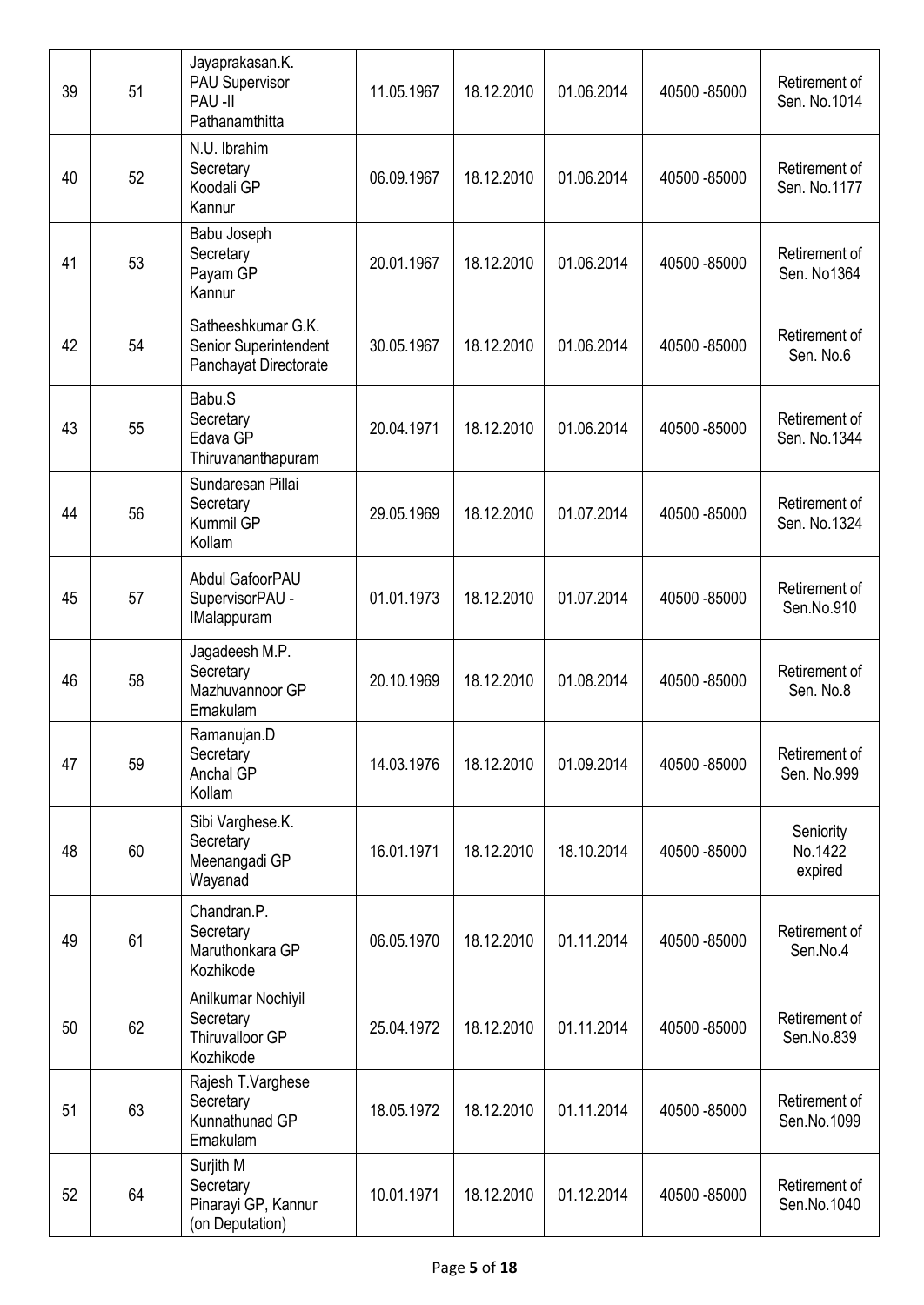| 39 | 51 | Jayaprakasan.K. PAU Supervisor PAU -II Pathanamthitta | 11.05.1967 | 18.12.2010 | 01.06.2014 | 40500 -85000 | Retirement of Sen. No.1014 |
|---|---|---|---|---|---|---|---|
| 40 | 52 | N.U. Ibrahim Secretary Koodali GP Kannur | 06.09.1967 | 18.12.2010 | 01.06.2014 | 40500 -85000 | Retirement of Sen. No.1177 |
| 41 | 53 | Babu Joseph Secretary Payam GP Kannur | 20.01.1967 | 18.12.2010 | 01.06.2014 | 40500 -85000 | Retirement of Sen. No1364 |
| 42 | 54 | Satheeshkumar G.K. Senior Superintendent Panchayat Directorate | 30.05.1967 | 18.12.2010 | 01.06.2014 | 40500 -85000 | Retirement of Sen. No.6 |
| 43 | 55 | Babu.S Secretary Edava GP Thiruvananthapuram | 20.04.1971 | 18.12.2010 | 01.06.2014 | 40500 -85000 | Retirement of Sen. No.1344 |
| 44 | 56 | Sundaresan Pillai Secretary Kummil GP Kollam | 29.05.1969 | 18.12.2010 | 01.07.2014 | 40500 -85000 | Retirement of Sen. No.1324 |
| 45 | 57 | Abdul GafoorPAU SupervisorPAU - IMalappuram | 01.01.1973 | 18.12.2010 | 01.07.2014 | 40500 -85000 | Retirement of Sen.No.910 |
| 46 | 58 | Jagadeesh M.P. Secretary Mazhuvannoor GP Ernakulam | 20.10.1969 | 18.12.2010 | 01.08.2014 | 40500 -85000 | Retirement of Sen. No.8 |
| 47 | 59 | Ramanujan.D Secretary Anchal GP Kollam | 14.03.1976 | 18.12.2010 | 01.09.2014 | 40500 -85000 | Retirement of Sen. No.999 |
| 48 | 60 | Sibi Varghese.K. Secretary Meenangadi GP Wayanad | 16.01.1971 | 18.12.2010 | 18.10.2014 | 40500 -85000 | Seniority No.1422 expired |
| 49 | 61 | Chandran.P. Secretary Maruthonkara GP Kozhikode | 06.05.1970 | 18.12.2010 | 01.11.2014 | 40500 -85000 | Retirement of Sen.No.4 |
| 50 | 62 | Anilkumar Nochiyil Secretary Thiruvalloor GP Kozhikode | 25.04.1972 | 18.12.2010 | 01.11.2014 | 40500 -85000 | Retirement of Sen.No.839 |
| 51 | 63 | Rajesh T.Varghese Secretary Kunnathunad GP Ernakulam | 18.05.1972 | 18.12.2010 | 01.11.2014 | 40500 -85000 | Retirement of Sen.No.1099 |
| 52 | 64 | Surjith M Secretary Pinarayi GP, Kannur (on Deputation) | 10.01.1971 | 18.12.2010 | 01.12.2014 | 40500 -85000 | Retirement of Sen.No.1040 |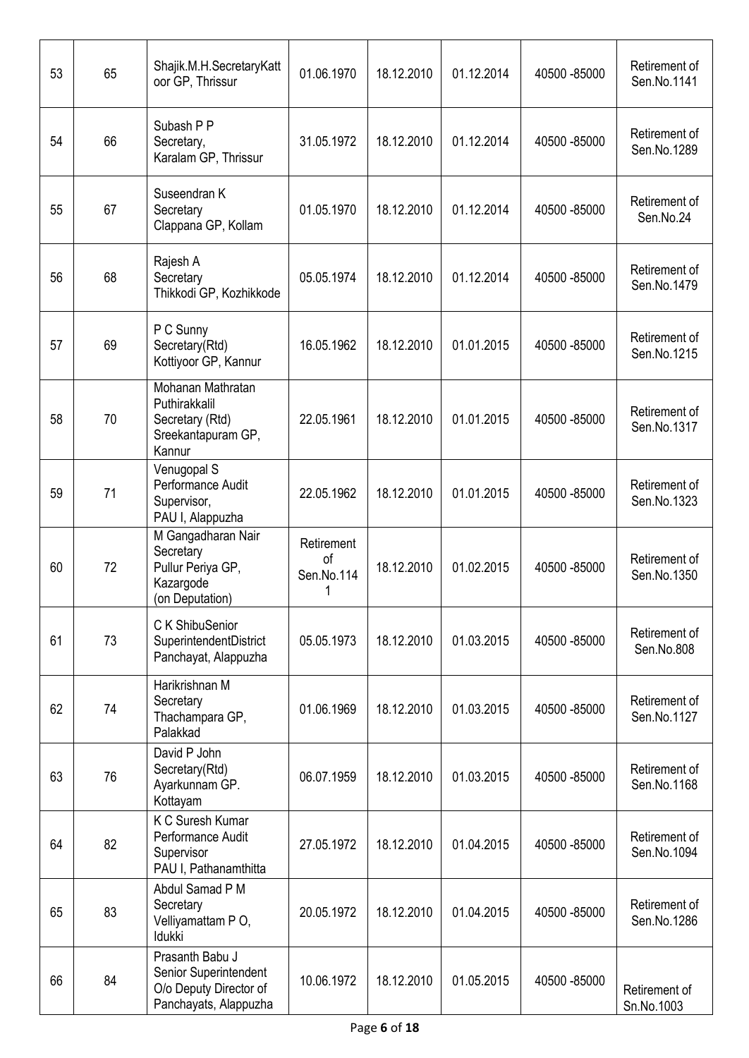| 53 | 65 | Shajik.M.H.SecretaryKattoor GP, Thrissur | 01.06.1970 | 18.12.2010 | 01.12.2014 | 40500 -85000 | Retirement of Sen.No.1141 |
|---|---|---|---|---|---|---|---|
| 54 | 66 | Subash P P Secretary, Karalam GP, Thrissur | 31.05.1972 | 18.12.2010 | 01.12.2014 | 40500 -85000 | Retirement of Sen.No.1289 |
| 55 | 67 | Suseendran K Secretary Clappana GP, Kollam | 01.05.1970 | 18.12.2010 | 01.12.2014 | 40500 -85000 | Retirement of Sen.No.24 |
| 56 | 68 | Rajesh A Secretary Thikkodi GP, Kozhikkode | 05.05.1974 | 18.12.2010 | 01.12.2014 | 40500 -85000 | Retirement of Sen.No.1479 |
| 57 | 69 | P C Sunny Secretary(Rtd) Kottiyoor GP, Kannur | 16.05.1962 | 18.12.2010 | 01.01.2015 | 40500 -85000 | Retirement of Sen.No.1215 |
| 58 | 70 | Mohanan Mathratan Puthirakkalil Secretary (Rtd) Sreekantapuram GP, Kannur | 22.05.1961 | 18.12.2010 | 01.01.2015 | 40500 -85000 | Retirement of Sen.No.1317 |
| 59 | 71 | Venugopal S Performance Audit Supervisor, PAU I, Alappuzha | 22.05.1962 | 18.12.2010 | 01.01.2015 | 40500 -85000 | Retirement of Sen.No.1323 |
| 60 | 72 | M Gangadharan Nair Secretary Pullur Periya GP, Kazargode (on Deputation) | Retirement of Sen.No.1141 | 18.12.2010 | 01.02.2015 | 40500 -85000 | Retirement of Sen.No.1350 |
| 61 | 73 | C K ShibuSenior SuperintendentDistrict Panchayat, Alappuzha | 05.05.1973 | 18.12.2010 | 01.03.2015 | 40500 -85000 | Retirement of Sen.No.808 |
| 62 | 74 | Harikrishnan M Secretary Thachampara GP, Palakkad | 01.06.1969 | 18.12.2010 | 01.03.2015 | 40500 -85000 | Retirement of Sen.No.1127 |
| 63 | 76 | David P John Secretary(Rtd) Ayarkunnam GP. Kottayam | 06.07.1959 | 18.12.2010 | 01.03.2015 | 40500 -85000 | Retirement of Sen.No.1168 |
| 64 | 82 | K C Suresh Kumar Performance Audit Supervisor PAU I, Pathanamthitta | 27.05.1972 | 18.12.2010 | 01.04.2015 | 40500 -85000 | Retirement of Sen.No.1094 |
| 65 | 83 | Abdul Samad P M Secretary Velliyamattam P O, Idukki | 20.05.1972 | 18.12.2010 | 01.04.2015 | 40500 -85000 | Retirement of Sen.No.1286 |
| 66 | 84 | Prasanth Babu J Senior Superintendent O/o Deputy Director of Panchayats, Alappuzha | 10.06.1972 | 18.12.2010 | 01.05.2015 | 40500 -85000 | Retirement of Sn.No.1003 |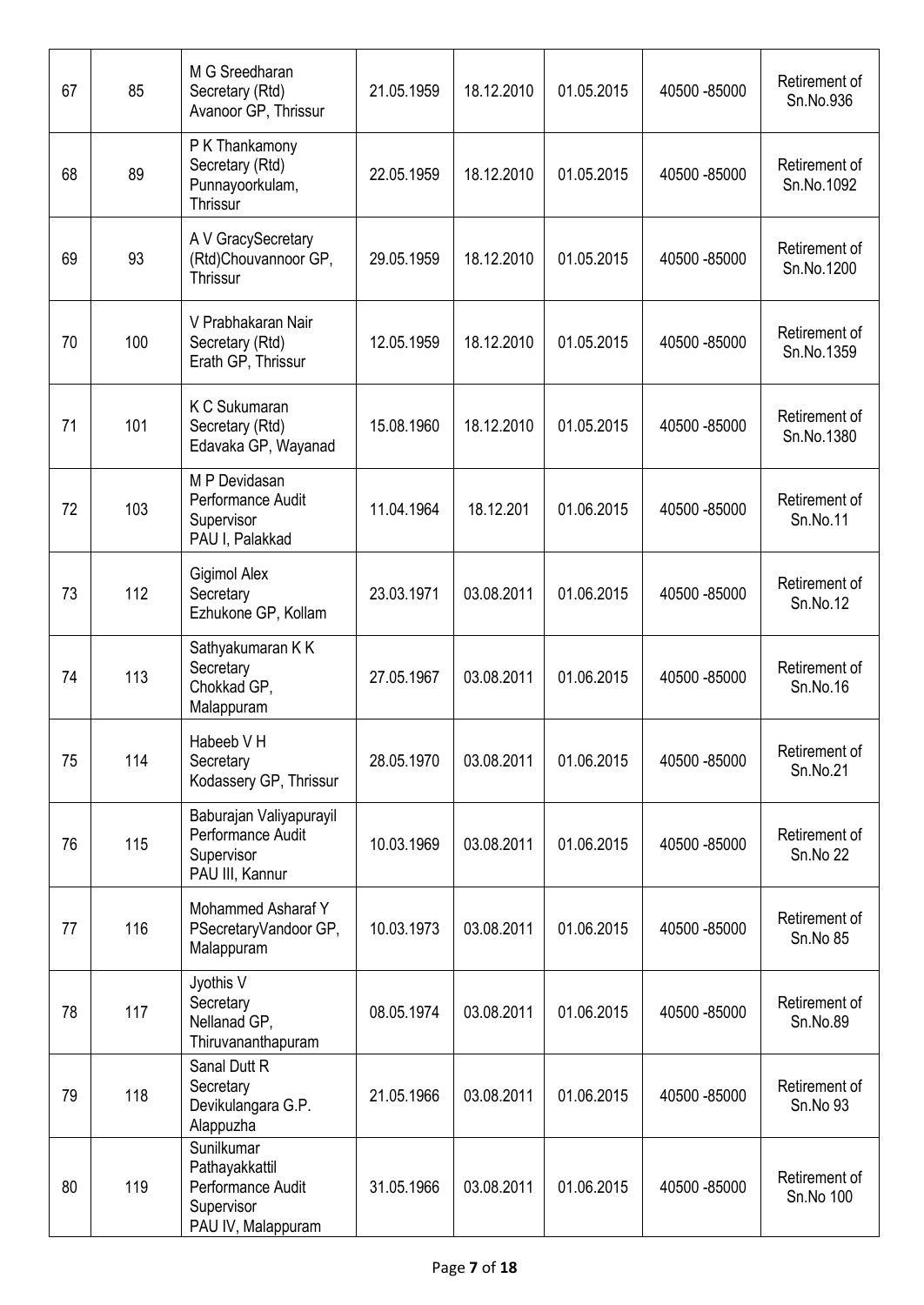| 67 | 85 | M G Sreedharan Secretary (Rtd) Avanoor GP, Thrissur | 21.05.1959 | 18.12.2010 | 01.05.2015 | 40500 -85000 | Retirement of Sn.No.936 |
|---|---|---|---|---|---|---|---|
| 68 | 89 | P K Thankamony Secretary (Rtd) Punnayoorkulam, Thrissur | 22.05.1959 | 18.12.2010 | 01.05.2015 | 40500 -85000 | Retirement of Sn.No.1092 |
| 69 | 93 | A V GracySecretary (Rtd)Chouvannoor GP, Thrissur | 29.05.1959 | 18.12.2010 | 01.05.2015 | 40500 -85000 | Retirement of Sn.No.1200 |
| 70 | 100 | V Prabhakaran Nair Secretary (Rtd) Erath GP, Thrissur | 12.05.1959 | 18.12.2010 | 01.05.2015 | 40500 -85000 | Retirement of Sn.No.1359 |
| 71 | 101 | K C Sukumaran Secretary (Rtd) Edavaka GP, Wayanad | 15.08.1960 | 18.12.2010 | 01.05.2015 | 40500 -85000 | Retirement of Sn.No.1380 |
| 72 | 103 | M P Devidasan Performance Audit Supervisor PAU I, Palakkad | 11.04.1964 | 18.12.201 | 01.06.2015 | 40500 -85000 | Retirement of Sn.No.11 |
| 73 | 112 | Gigimol Alex Secretary Ezhukone GP, Kollam | 23.03.1971 | 03.08.2011 | 01.06.2015 | 40500 -85000 | Retirement of Sn.No.12 |
| 74 | 113 | Sathyakumaran K K Secretary Chokkad GP, Malappuram | 27.05.1967 | 03.08.2011 | 01.06.2015 | 40500 -85000 | Retirement of Sn.No.16 |
| 75 | 114 | Habeeb V H Secretary Kodassery GP, Thrissur | 28.05.1970 | 03.08.2011 | 01.06.2015 | 40500 -85000 | Retirement of Sn.No.21 |
| 76 | 115 | Baburajan Valiyapurayil Performance Audit Supervisor PAU III, Kannur | 10.03.1969 | 03.08.2011 | 01.06.2015 | 40500 -85000 | Retirement of Sn.No 22 |
| 77 | 116 | Mohammed Asharaf Y PSecretaryVandoor GP, Malappuram | 10.03.1973 | 03.08.2011 | 01.06.2015 | 40500 -85000 | Retirement of Sn.No 85 |
| 78 | 117 | Jyothis V Secretary Nellanad GP, Thiruvananthapuram | 08.05.1974 | 03.08.2011 | 01.06.2015 | 40500 -85000 | Retirement of Sn.No.89 |
| 79 | 118 | Sanal Dutt R Secretary Devikulangara G.P. Alappuzha | 21.05.1966 | 03.08.2011 | 01.06.2015 | 40500 -85000 | Retirement of Sn.No 93 |
| 80 | 119 | Sunilkumar Pathayakkattil Performance Audit Supervisor PAU IV, Malappuram | 31.05.1966 | 03.08.2011 | 01.06.2015 | 40500 -85000 | Retirement of Sn.No 100 |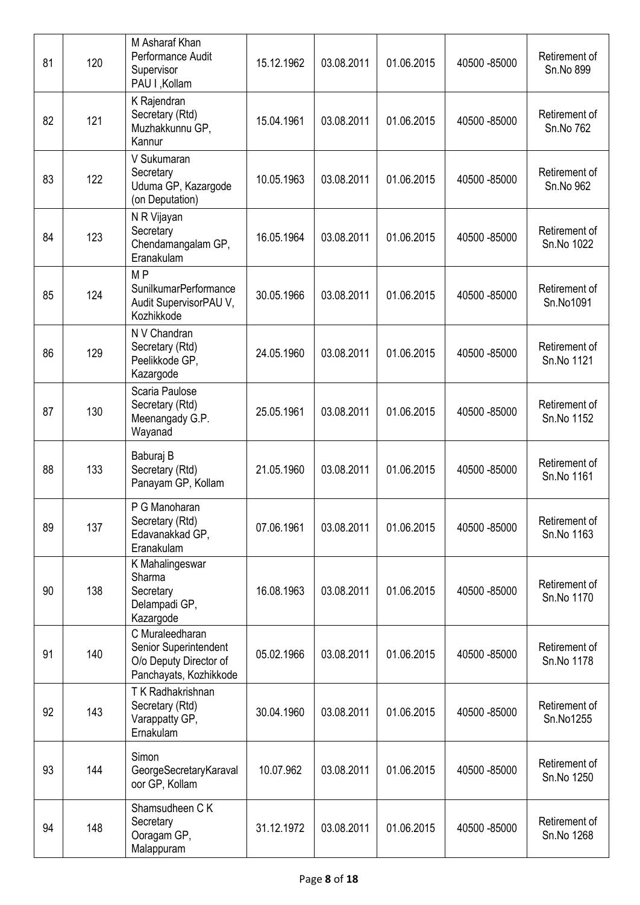| 81 | 120 | M Asharaf Khan Performance Audit Supervisor PAU I ,Kollam | 15.12.1962 | 03.08.2011 | 01.06.2015 | 40500 -85000 | Retirement of Sn.No 899 |
|---|---|---|---|---|---|---|---|
| 82 | 121 | K Rajendran Secretary (Rtd) Muzhakkunnu GP, Kannur | 15.04.1961 | 03.08.2011 | 01.06.2015 | 40500 -85000 | Retirement of Sn.No 762 |
| 83 | 122 | V Sukumaran Secretary Uduma GP, Kazargode (on Deputation) | 10.05.1963 | 03.08.2011 | 01.06.2015 | 40500 -85000 | Retirement of Sn.No 962 |
| 84 | 123 | N R Vijayan Secretary Chendamangalam GP, Eranakulam | 16.05.1964 | 03.08.2011 | 01.06.2015 | 40500 -85000 | Retirement of Sn.No 1022 |
| 85 | 124 | M P SunilkumarPerformance Audit SupervisorPAU V, Kozhikkode | 30.05.1966 | 03.08.2011 | 01.06.2015 | 40500 -85000 | Retirement of Sn.No1091 |
| 86 | 129 | N V Chandran Secretary (Rtd) Peelikkode GP, Kazargode | 24.05.1960 | 03.08.2011 | 01.06.2015 | 40500 -85000 | Retirement of Sn.No 1121 |
| 87 | 130 | Scaria Paulose Secretary (Rtd) Meenangady G.P. Wayanad | 25.05.1961 | 03.08.2011 | 01.06.2015 | 40500 -85000 | Retirement of Sn.No 1152 |
| 88 | 133 | Baburaj B Secretary (Rtd) Panayam GP, Kollam | 21.05.1960 | 03.08.2011 | 01.06.2015 | 40500 -85000 | Retirement of Sn.No 1161 |
| 89 | 137 | P G Manoharan Secretary (Rtd) Edavanakkad GP, Eranakulam | 07.06.1961 | 03.08.2011 | 01.06.2015 | 40500 -85000 | Retirement of Sn.No 1163 |
| 90 | 138 | K Mahalingeswar Sharma Secretary Delampadi GP, Kazargode | 16.08.1963 | 03.08.2011 | 01.06.2015 | 40500 -85000 | Retirement of Sn.No 1170 |
| 91 | 140 | C Muraleedharan Senior Superintendent O/o Deputy Director of Panchayats, Kozhikkode | 05.02.1966 | 03.08.2011 | 01.06.2015 | 40500 -85000 | Retirement of Sn.No 1178 |
| 92 | 143 | T K Radhakrishnan Secretary (Rtd) Varappatty GP, Ernakulam | 30.04.1960 | 03.08.2011 | 01.06.2015 | 40500 -85000 | Retirement of Sn.No1255 |
| 93 | 144 | Simon GeorgeSecretaryKaraval oor GP, Kollam | 10.07.962 | 03.08.2011 | 01.06.2015 | 40500 -85000 | Retirement of Sn.No 1250 |
| 94 | 148 | Shamsudheen C K Secretary Ooragam GP, Malappuram | 31.12.1972 | 03.08.2011 | 01.06.2015 | 40500 -85000 | Retirement of Sn.No 1268 |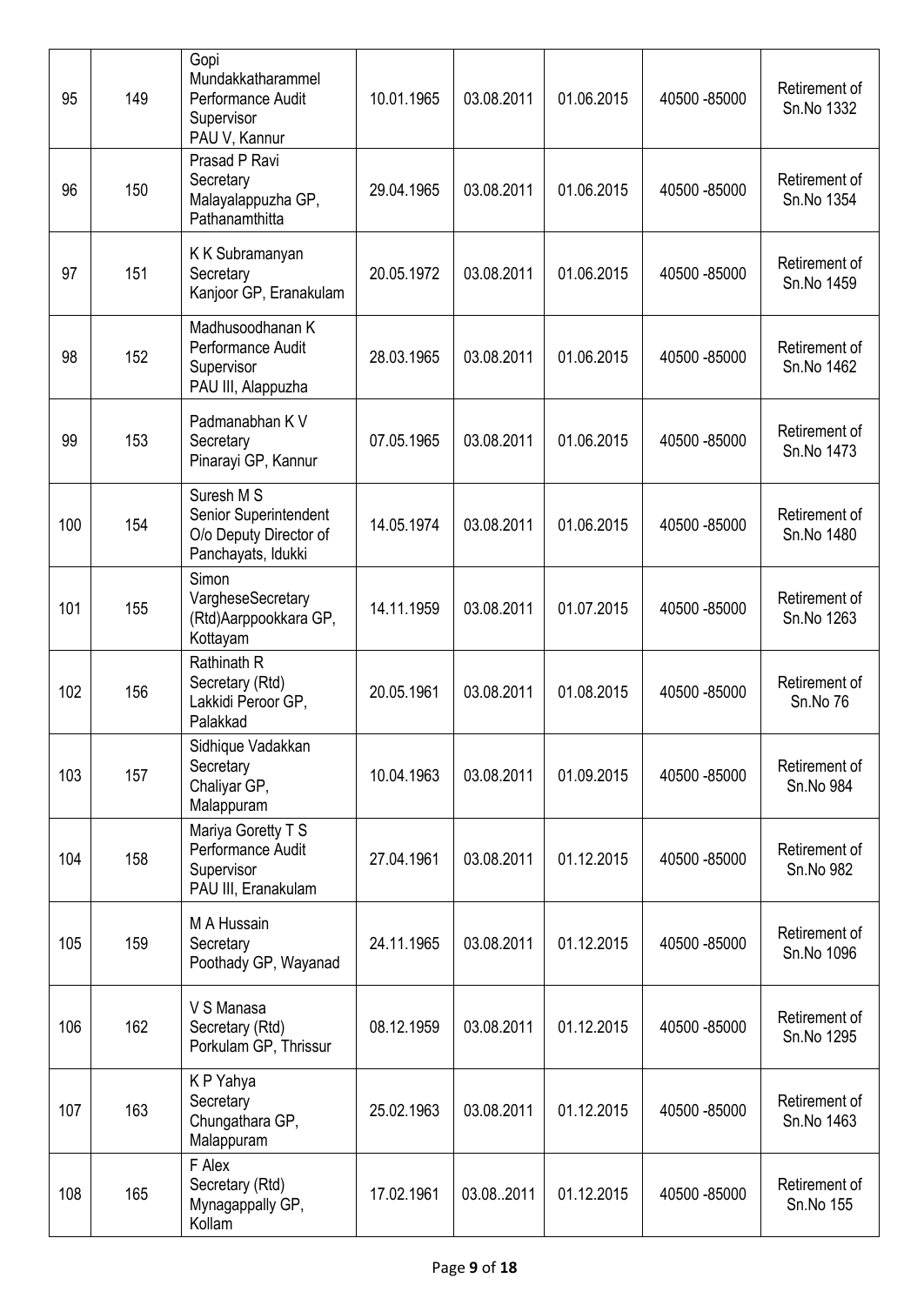| 95 | 149 | Gopi Mundakkatharammel Performance Audit Supervisor PAU V, Kannur | 10.01.1965 | 03.08.2011 | 01.06.2015 | 40500 -85000 | Retirement of Sn.No 1332 |
|---|---|---|---|---|---|---|---|
| 96 | 150 | Prasad P Ravi Secretary Malayalappuzha GP, Pathanamthitta | 29.04.1965 | 03.08.2011 | 01.06.2015 | 40500 -85000 | Retirement of Sn.No 1354 |
| 97 | 151 | K K Subramanyan Secretary Kanjoor GP, Eranakulam | 20.05.1972 | 03.08.2011 | 01.06.2015 | 40500 -85000 | Retirement of Sn.No 1459 |
| 98 | 152 | Madhusoodhanan K Performance Audit Supervisor PAU III, Alappuzha | 28.03.1965 | 03.08.2011 | 01.06.2015 | 40500 -85000 | Retirement of Sn.No 1462 |
| 99 | 153 | Padmanabhan K V Secretary Pinarayi GP, Kannur | 07.05.1965 | 03.08.2011 | 01.06.2015 | 40500 -85000 | Retirement of Sn.No 1473 |
| 100 | 154 | Suresh M S Senior Superintendent O/o Deputy Director of Panchayats, Idukki | 14.05.1974 | 03.08.2011 | 01.06.2015 | 40500 -85000 | Retirement of Sn.No 1480 |
| 101 | 155 | Simon VargheseSecretary (Rtd)Aarppookkara GP, Kottayam | 14.11.1959 | 03.08.2011 | 01.07.2015 | 40500 -85000 | Retirement of Sn.No 1263 |
| 102 | 156 | Rathinath R Secretary (Rtd) Lakkidi Peroor GP, Palakkad | 20.05.1961 | 03.08.2011 | 01.08.2015 | 40500 -85000 | Retirement of Sn.No 76 |
| 103 | 157 | Sidhique Vadakkan Secretary Chaliyar GP, Malappuram | 10.04.1963 | 03.08.2011 | 01.09.2015 | 40500 -85000 | Retirement of Sn.No 984 |
| 104 | 158 | Mariya Goretty T S Performance Audit Supervisor PAU III, Eranakulam | 27.04.1961 | 03.08.2011 | 01.12.2015 | 40500 -85000 | Retirement of Sn.No 982 |
| 105 | 159 | M A Hussain Secretary Poothady GP, Wayanad | 24.11.1965 | 03.08.2011 | 01.12.2015 | 40500 -85000 | Retirement of Sn.No 1096 |
| 106 | 162 | V S Manasa Secretary (Rtd) Porkulam GP, Thrissur | 08.12.1959 | 03.08.2011 | 01.12.2015 | 40500 -85000 | Retirement of Sn.No 1295 |
| 107 | 163 | K P Yahya Secretary Chungathara GP, Malappuram | 25.02.1963 | 03.08.2011 | 01.12.2015 | 40500 -85000 | Retirement of Sn.No 1463 |
| 108 | 165 | F Alex Secretary (Rtd) Mynagappally GP, Kollam | 17.02.1961 | 03.08..2011 | 01.12.2015 | 40500 -85000 | Retirement of Sn.No 155 |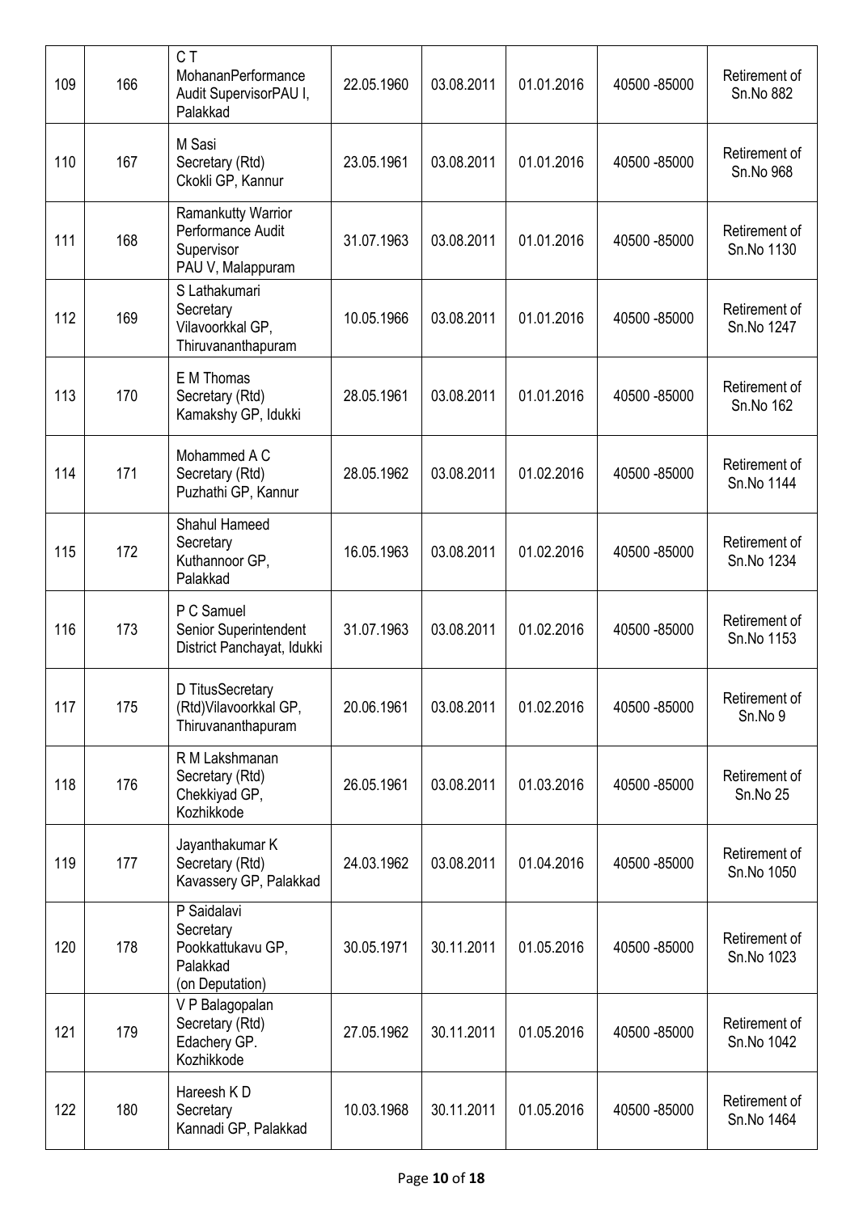| 109 | 166 | C T MohananPerformance Audit SupervisorPAU I, Palakkad | 22.05.1960 | 03.08.2011 | 01.01.2016 | 40500 -85000 | Retirement of Sn.No 882 |
|---|---|---|---|---|---|---|---|
| 110 | 167 | M Sasi Secretary (Rtd) Ckokli GP, Kannur | 23.05.1961 | 03.08.2011 | 01.01.2016 | 40500 -85000 | Retirement of Sn.No 968 |
| 111 | 168 | Ramankutty Warrior Performance Audit Supervisor PAU V, Malappuram | 31.07.1963 | 03.08.2011 | 01.01.2016 | 40500 -85000 | Retirement of Sn.No 1130 |
| 112 | 169 | S Lathakumari Secretary Vilavoorkkal GP, Thiruvananthapuram | 10.05.1966 | 03.08.2011 | 01.01.2016 | 40500 -85000 | Retirement of Sn.No 1247 |
| 113 | 170 | E M Thomas Secretary (Rtd) Kamakshy GP, Idukki | 28.05.1961 | 03.08.2011 | 01.01.2016 | 40500 -85000 | Retirement of Sn.No 162 |
| 114 | 171 | Mohammed A C Secretary (Rtd) Puzhathi GP, Kannur | 28.05.1962 | 03.08.2011 | 01.02.2016 | 40500 -85000 | Retirement of Sn.No 1144 |
| 115 | 172 | Shahul Hameed Secretary Kuthannoor GP, Palakkad | 16.05.1963 | 03.08.2011 | 01.02.2016 | 40500 -85000 | Retirement of Sn.No 1234 |
| 116 | 173 | P C Samuel Senior Superintendent District Panchayat, Idukki | 31.07.1963 | 03.08.2011 | 01.02.2016 | 40500 -85000 | Retirement of Sn.No 1153 |
| 117 | 175 | D TitusSecretary (Rtd)Vilavoorkkal GP, Thiruvananthapuram | 20.06.1961 | 03.08.2011 | 01.02.2016 | 40500 -85000 | Retirement of Sn.No 9 |
| 118 | 176 | R M Lakshmanan Secretary (Rtd) Chekkiyad GP, Kozhikkode | 26.05.1961 | 03.08.2011 | 01.03.2016 | 40500 -85000 | Retirement of Sn.No 25 |
| 119 | 177 | Jayanthakumar K Secretary (Rtd) Kavassery GP, Palakkad | 24.03.1962 | 03.08.2011 | 01.04.2016 | 40500 -85000 | Retirement of Sn.No 1050 |
| 120 | 178 | P Saidalavi Secretary Pookkattukavu GP, Palakkad (on Deputation) | 30.05.1971 | 30.11.2011 | 01.05.2016 | 40500 -85000 | Retirement of Sn.No 1023 |
| 121 | 179 | V P Balagopalan Secretary (Rtd) Edachery GP. Kozhikkode | 27.05.1962 | 30.11.2011 | 01.05.2016 | 40500 -85000 | Retirement of Sn.No 1042 |
| 122 | 180 | Hareesh K D Secretary Kannadi GP, Palakkad | 10.03.1968 | 30.11.2011 | 01.05.2016 | 40500 -85000 | Retirement of Sn.No 1464 |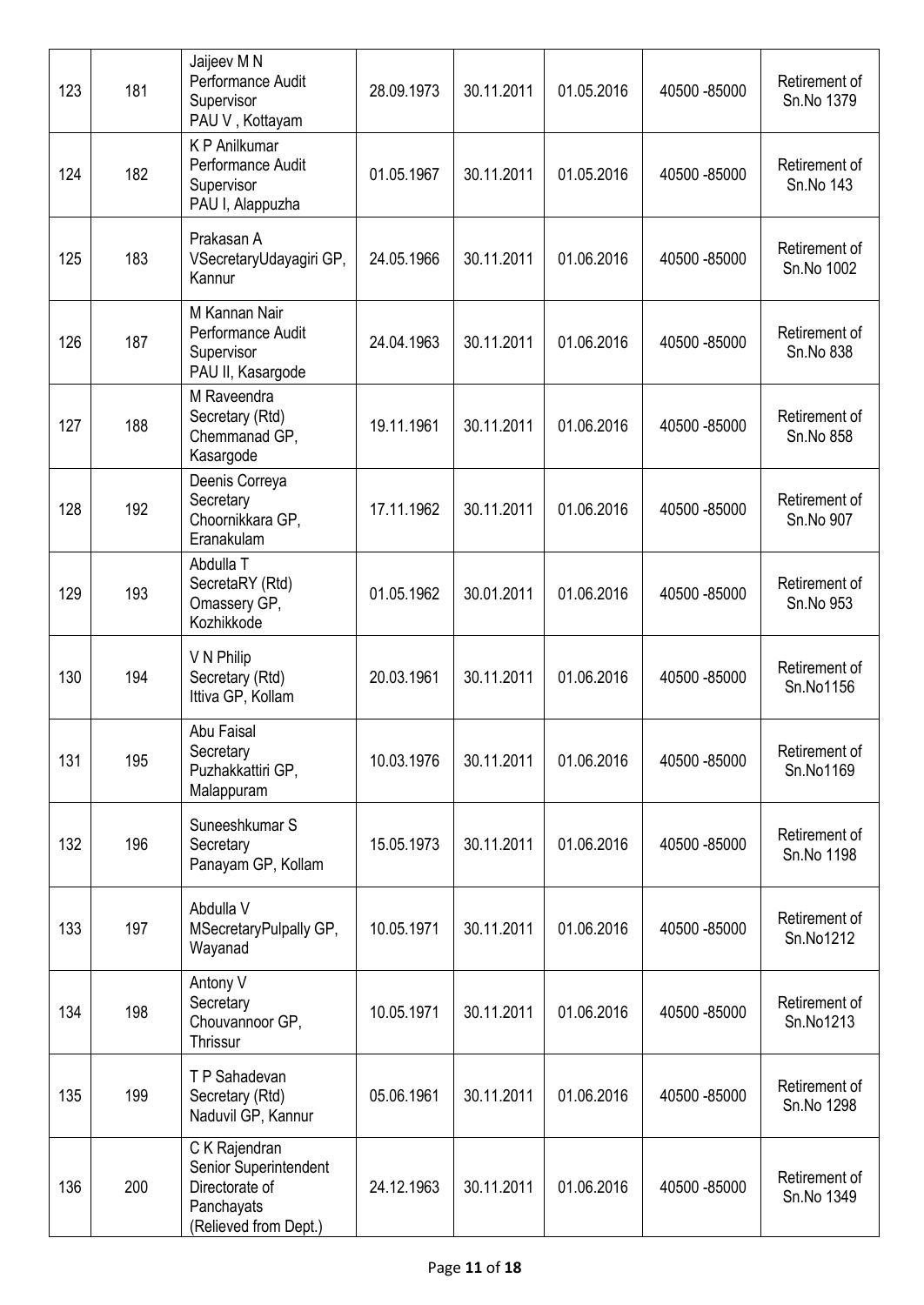| | | | | | | | |
|---|---|---|---|---|---|---|---|
| 123 | 181 | Jaijeev M N Performance Audit Supervisor PAU V , Kottayam | 28.09.1973 | 30.11.2011 | 01.05.2016 | 40500 -85000 | Retirement of Sn.No 1379 |
| 124 | 182 | K P Anilkumar Performance Audit Supervisor PAU I, Alappuzha | 01.05.1967 | 30.11.2011 | 01.05.2016 | 40500 -85000 | Retirement of Sn.No 143 |
| 125 | 183 | Prakasan A VSecretaryUdayagiri GP, Kannur | 24.05.1966 | 30.11.2011 | 01.06.2016 | 40500 -85000 | Retirement of Sn.No 1002 |
| 126 | 187 | M Kannan Nair Performance Audit Supervisor PAU II, Kasargode | 24.04.1963 | 30.11.2011 | 01.06.2016 | 40500 -85000 | Retirement of Sn.No 838 |
| 127 | 188 | M Raveendra Secretary (Rtd) Chemmanad GP, Kasargode | 19.11.1961 | 30.11.2011 | 01.06.2016 | 40500 -85000 | Retirement of Sn.No 858 |
| 128 | 192 | Deenis Correya Secretary Choornikkara GP, Eranakulam | 17.11.1962 | 30.11.2011 | 01.06.2016 | 40500 -85000 | Retirement of Sn.No 907 |
| 129 | 193 | Abdulla T SecretaRY (Rtd) Omassery GP, Kozhikkode | 01.05.1962 | 30.01.2011 | 01.06.2016 | 40500 -85000 | Retirement of Sn.No 953 |
| 130 | 194 | V N Philip Secretary (Rtd) Ittiva GP, Kollam | 20.03.1961 | 30.11.2011 | 01.06.2016 | 40500 -85000 | Retirement of Sn.No1156 |
| 131 | 195 | Abu Faisal Secretary Puzhakkattiri GP, Malappuram | 10.03.1976 | 30.11.2011 | 01.06.2016 | 40500 -85000 | Retirement of Sn.No1169 |
| 132 | 196 | Suneeshkumar S Secretary Panayam GP, Kollam | 15.05.1973 | 30.11.2011 | 01.06.2016 | 40500 -85000 | Retirement of Sn.No 1198 |
| 133 | 197 | Abdulla V MSecretaryPulpally GP, Wayanad | 10.05.1971 | 30.11.2011 | 01.06.2016 | 40500 -85000 | Retirement of Sn.No1212 |
| 134 | 198 | Antony V Secretary Chouvannoor GP, Thrissur | 10.05.1971 | 30.11.2011 | 01.06.2016 | 40500 -85000 | Retirement of Sn.No1213 |
| 135 | 199 | T P Sahadevan Secretary (Rtd) Naduvil GP, Kannur | 05.06.1961 | 30.11.2011 | 01.06.2016 | 40500 -85000 | Retirement of Sn.No 1298 |
| 136 | 200 | C K Rajendran Senior Superintendent Directorate of Panchayats (Relieved from Dept.) | 24.12.1963 | 30.11.2011 | 01.06.2016 | 40500 -85000 | Retirement of Sn.No 1349 |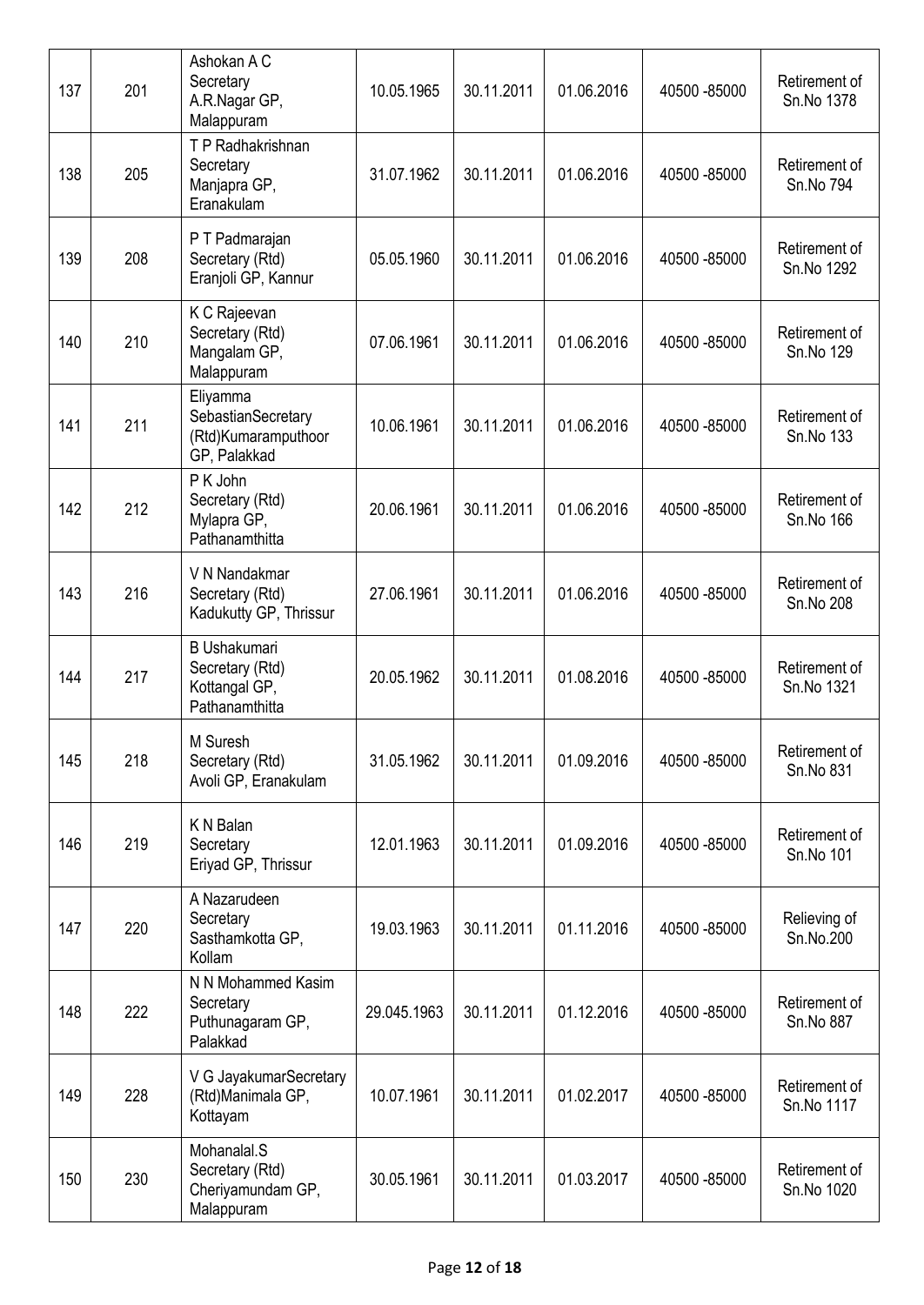| 137 | 201 | Ashokan A C Secretary A.R.Nagar GP, Malappuram | 10.05.1965 | 30.11.2011 | 01.06.2016 | 40500 -85000 | Retirement of Sn.No 1378 |
|---|---|---|---|---|---|---|---|
| 138 | 205 | T P Radhakrishnan Secretary Manjapra GP, Eranakulam | 31.07.1962 | 30.11.2011 | 01.06.2016 | 40500 -85000 | Retirement of Sn.No 794 |
| 139 | 208 | P T Padmarajan Secretary (Rtd) Eranjoli GP, Kannur | 05.05.1960 | 30.11.2011 | 01.06.2016 | 40500 -85000 | Retirement of Sn.No 1292 |
| 140 | 210 | K C Rajeevan Secretary (Rtd) Mangalam GP, Malappuram | 07.06.1961 | 30.11.2011 | 01.06.2016 | 40500 -85000 | Retirement of Sn.No 129 |
| 141 | 211 | Eliyamma SebastianSecretary (Rtd)Kumaramputhoor GP, Palakkad | 10.06.1961 | 30.11.2011 | 01.06.2016 | 40500 -85000 | Retirement of Sn.No 133 |
| 142 | 212 | P K John Secretary (Rtd) Mylapra GP, Pathanamthitta | 20.06.1961 | 30.11.2011 | 01.06.2016 | 40500 -85000 | Retirement of Sn.No 166 |
| 143 | 216 | V N Nandakmar Secretary (Rtd) Kadukutty GP, Thrissur | 27.06.1961 | 30.11.2011 | 01.06.2016 | 40500 -85000 | Retirement of Sn.No 208 |
| 144 | 217 | B Ushakumari Secretary (Rtd) Kottangal GP, Pathanamthitta | 20.05.1962 | 30.11.2011 | 01.08.2016 | 40500 -85000 | Retirement of Sn.No 1321 |
| 145 | 218 | M Suresh Secretary (Rtd) Avoli GP, Eranakulam | 31.05.1962 | 30.11.2011 | 01.09.2016 | 40500 -85000 | Retirement of Sn.No 831 |
| 146 | 219 | K N Balan Secretary Eriyad GP, Thrissur | 12.01.1963 | 30.11.2011 | 01.09.2016 | 40500 -85000 | Retirement of Sn.No 101 |
| 147 | 220 | A Nazarudeen Secretary Sasthamkotta GP, Kollam | 19.03.1963 | 30.11.2011 | 01.11.2016 | 40500 -85000 | Relieving of Sn.No.200 |
| 148 | 222 | N N Mohammed Kasim Secretary Puthunagaram GP, Palakkad | 29.045.1963 | 30.11.2011 | 01.12.2016 | 40500 -85000 | Retirement of Sn.No 887 |
| 149 | 228 | V G JayakumarSecretary (Rtd)Manimala GP, Kottayam | 10.07.1961 | 30.11.2011 | 01.02.2017 | 40500 -85000 | Retirement of Sn.No 1117 |
| 150 | 230 | Mohanalal.S Secretary (Rtd) Cheriyamundam GP, Malappuram | 30.05.1961 | 30.11.2011 | 01.03.2017 | 40500 -85000 | Retirement of Sn.No 1020 |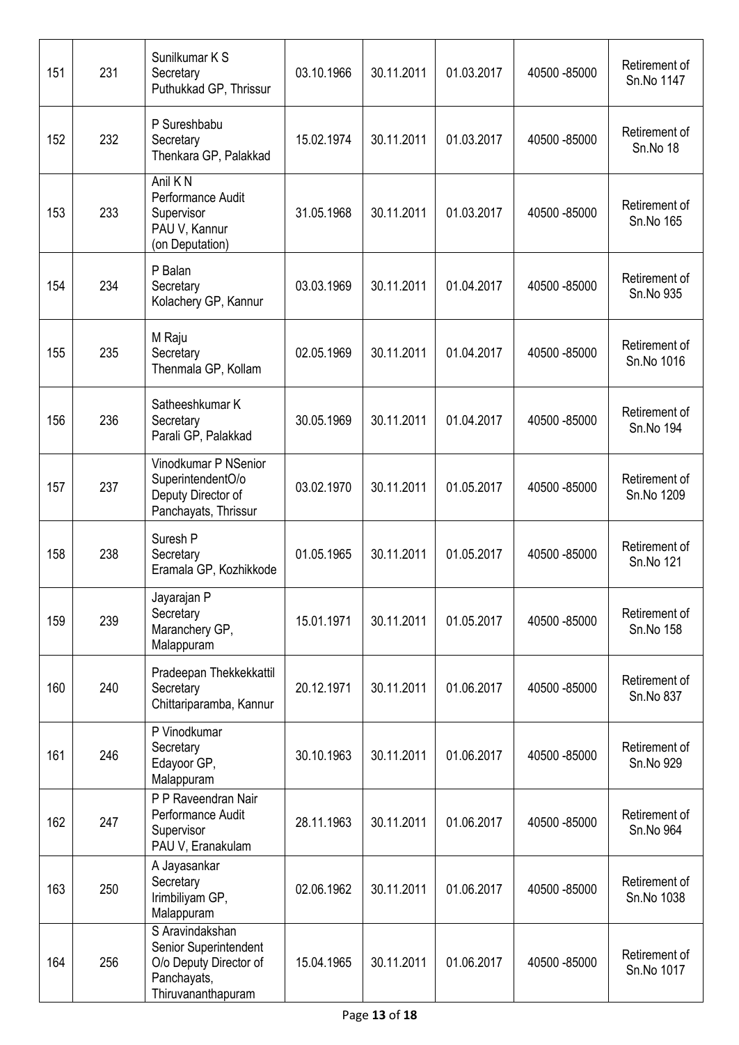| 151 | 231 | Sunilkumar K S Secretary Puthukkad GP, Thrissur | 03.10.1966 | 30.11.2011 | 01.03.2017 | 40500 -85000 | Retirement of Sn.No 1147 |
|---|---|---|---|---|---|---|---|
| 152 | 232 | P Sureshbabu Secretary Thenkara GP, Palakkad | 15.02.1974 | 30.11.2011 | 01.03.2017 | 40500 -85000 | Retirement of Sn.No 18 |
| 153 | 233 | Anil K N Performance Audit Supervisor PAU V, Kannur (on Deputation) | 31.05.1968 | 30.11.2011 | 01.03.2017 | 40500 -85000 | Retirement of Sn.No 165 |
| 154 | 234 | P Balan Secretary Kolachery GP, Kannur | 03.03.1969 | 30.11.2011 | 01.04.2017 | 40500 -85000 | Retirement of Sn.No 935 |
| 155 | 235 | M Raju Secretary Thenmala GP, Kollam | 02.05.1969 | 30.11.2011 | 01.04.2017 | 40500 -85000 | Retirement of Sn.No 1016 |
| 156 | 236 | Satheeshkumar K Secretary Parali GP, Palakkad | 30.05.1969 | 30.11.2011 | 01.04.2017 | 40500 -85000 | Retirement of Sn.No 194 |
| 157 | 237 | Vinodkumar P NSenior SuperintendentO/o Deputy Director of Panchayats, Thrissur | 03.02.1970 | 30.11.2011 | 01.05.2017 | 40500 -85000 | Retirement of Sn.No 1209 |
| 158 | 238 | Suresh P Secretary Eramala GP, Kozhikkode | 01.05.1965 | 30.11.2011 | 01.05.2017 | 40500 -85000 | Retirement of Sn.No 121 |
| 159 | 239 | Jayarajan P Secretary Maranchery GP, Malappuram | 15.01.1971 | 30.11.2011 | 01.05.2017 | 40500 -85000 | Retirement of Sn.No 158 |
| 160 | 240 | Pradeepan Thekkekkattil Secretary Chittariparamba, Kannur | 20.12.1971 | 30.11.2011 | 01.06.2017 | 40500 -85000 | Retirement of Sn.No 837 |
| 161 | 246 | P Vinodkumar Secretary Edayoor GP, Malappuram | 30.10.1963 | 30.11.2011 | 01.06.2017 | 40500 -85000 | Retirement of Sn.No 929 |
| 162 | 247 | P P Raveendran Nair Performance Audit Supervisor PAU V, Eranakulam | 28.11.1963 | 30.11.2011 | 01.06.2017 | 40500 -85000 | Retirement of Sn.No 964 |
| 163 | 250 | A Jayasankar Secretary Irimbiliyam GP, Malappuram | 02.06.1962 | 30.11.2011 | 01.06.2017 | 40500 -85000 | Retirement of Sn.No 1038 |
| 164 | 256 | S Aravindakshan Senior Superintendent O/o Deputy Director of Panchayats, Thiruvananthapuram | 15.04.1965 | 30.11.2011 | 01.06.2017 | 40500 -85000 | Retirement of Sn.No 1017 |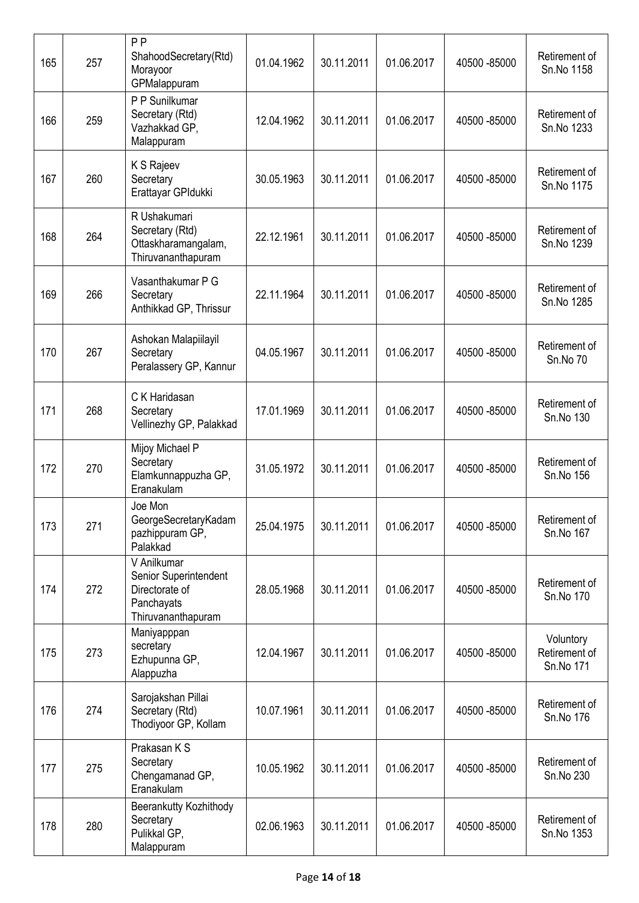| 165 | 257 | P P ShahoodSecretary(Rtd) Morayoor GPMalappuram | 01.04.1962 | 30.11.2011 | 01.06.2017 | 40500 -85000 | Retirement of Sn.No 1158 |
|---|---|---|---|---|---|---|---|
| 166 | 259 | P P Sunilkumar Secretary (Rtd) Vazhakkad GP, Malappuram | 12.04.1962 | 30.11.2011 | 01.06.2017 | 40500 -85000 | Retirement of Sn.No 1233 |
| 167 | 260 | K S Rajeev Secretary Erattayar GPIdukki | 30.05.1963 | 30.11.2011 | 01.06.2017 | 40500 -85000 | Retirement of Sn.No 1175 |
| 168 | 264 | R Ushakumari Secretary (Rtd) Ottaskharamangalam, Thiruvananthapuram | 22.12.1961 | 30.11.2011 | 01.06.2017 | 40500 -85000 | Retirement of Sn.No 1239 |
| 169 | 266 | Vasanthakumar P G Secretary Anthikkad GP, Thrissur | 22.11.1964 | 30.11.2011 | 01.06.2017 | 40500 -85000 | Retirement of Sn.No 1285 |
| 170 | 267 | Ashokan Malapiilayil Secretary Peralassery GP, Kannur | 04.05.1967 | 30.11.2011 | 01.06.2017 | 40500 -85000 | Retirement of Sn.No 70 |
| 171 | 268 | C K Haridasan Secretary Vellinezhy GP, Palakkad | 17.01.1969 | 30.11.2011 | 01.06.2017 | 40500 -85000 | Retirement of Sn.No 130 |
| 172 | 270 | Mijoy Michael P Secretary Elamkunnappuzha GP, Eranakulam | 31.05.1972 | 30.11.2011 | 01.06.2017 | 40500 -85000 | Retirement of Sn.No 156 |
| 173 | 271 | Joe Mon GeorgeSecretaryKadam pazhippuram GP, Palakkad | 25.04.1975 | 30.11.2011 | 01.06.2017 | 40500 -85000 | Retirement of Sn.No 167 |
| 174 | 272 | V Anilkumar Senior Superintendent Directorate of Panchayats Thiruvananthapuram | 28.05.1968 | 30.11.2011 | 01.06.2017 | 40500 -85000 | Retirement of Sn.No 170 |
| 175 | 273 | Maniyapppan secretary Ezhupunna GP, Alappuzha | 12.04.1967 | 30.11.2011 | 01.06.2017 | 40500 -85000 | Voluntory Retirement of Sn.No 171 |
| 176 | 274 | Sarojakshan Pillai Secretary (Rtd) Thodiyoor GP, Kollam | 10.07.1961 | 30.11.2011 | 01.06.2017 | 40500 -85000 | Retirement of Sn.No 176 |
| 177 | 275 | Prakasan K S Secretary Chengamanad GP, Eranakulam | 10.05.1962 | 30.11.2011 | 01.06.2017 | 40500 -85000 | Retirement of Sn.No 230 |
| 178 | 280 | Beerankutty Kozhithody Secretary Pulikkal GP, Malappuram | 02.06.1963 | 30.11.2011 | 01.06.2017 | 40500 -85000 | Retirement of Sn.No 1353 |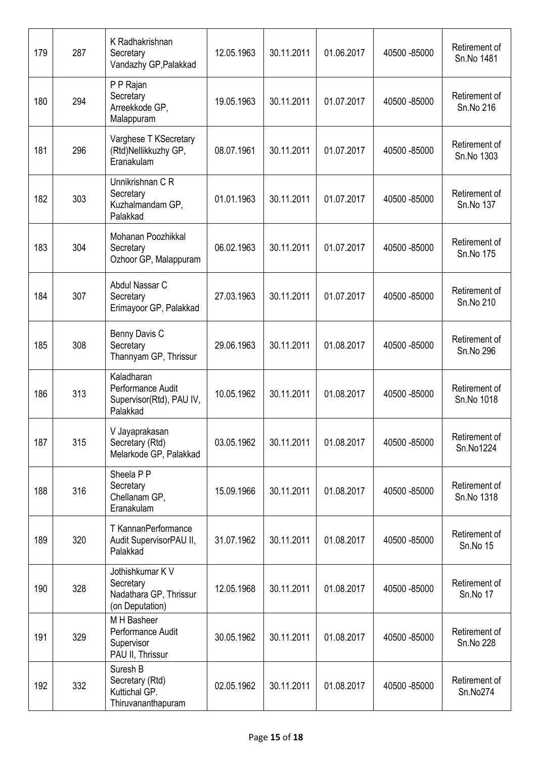| 179 | 287 | K Radhakrishnan Secretary Vandazhy GP,Palakkad | 12.05.1963 | 30.11.2011 | 01.06.2017 | 40500 -85000 | Retirement of Sn.No 1481 |
|---|---|---|---|---|---|---|---|
| 180 | 294 | P P Rajan Secretary Arreekkode GP, Malappuram | 19.05.1963 | 30.11.2011 | 01.07.2017 | 40500 -85000 | Retirement of Sn.No 216 |
| 181 | 296 | Varghese T KSecretary (Rtd)Nellikkuzhy GP, Eranakulam | 08.07.1961 | 30.11.2011 | 01.07.2017 | 40500 -85000 | Retirement of Sn.No 1303 |
| 182 | 303 | Unnikrishnan C R Secretary Kuzhalmandam GP, Palakkad | 01.01.1963 | 30.11.2011 | 01.07.2017 | 40500 -85000 | Retirement of Sn.No 137 |
| 183 | 304 | Mohanan Poozhikkal Secretary Ozhoor GP, Malappuram | 06.02.1963 | 30.11.2011 | 01.07.2017 | 40500 -85000 | Retirement of Sn.No 175 |
| 184 | 307 | Abdul Nassar C Secretary Erimayoor GP, Palakkad | 27.03.1963 | 30.11.2011 | 01.07.2017 | 40500 -85000 | Retirement of Sn.No 210 |
| 185 | 308 | Benny Davis C Secretary Thannyam GP, Thrissur | 29.06.1963 | 30.11.2011 | 01.08.2017 | 40500 -85000 | Retirement of Sn.No 296 |
| 186 | 313 | Kaladharan Performance Audit Supervisor(Rtd), PAU IV, Palakkad | 10.05.1962 | 30.11.2011 | 01.08.2017 | 40500 -85000 | Retirement of Sn.No 1018 |
| 187 | 315 | V Jayaprakasan Secretary (Rtd) Melarkode GP, Palakkad | 03.05.1962 | 30.11.2011 | 01.08.2017 | 40500 -85000 | Retirement of Sn.No1224 |
| 188 | 316 | Sheela P P Secretary Chellanam GP, Eranakulam | 15.09.1966 | 30.11.2011 | 01.08.2017 | 40500 -85000 | Retirement of Sn.No 1318 |
| 189 | 320 | T KannanPerformance Audit SupervisorPAU II, Palakkad | 31.07.1962 | 30.11.2011 | 01.08.2017 | 40500 -85000 | Retirement of Sn.No 15 |
| 190 | 328 | Jothishkumar K V Secretary Nadathara GP, Thrissur (on Deputation) | 12.05.1968 | 30.11.2011 | 01.08.2017 | 40500 -85000 | Retirement of Sn.No 17 |
| 191 | 329 | M H Basheer Performance Audit Supervisor PAU II, Thrissur | 30.05.1962 | 30.11.2011 | 01.08.2017 | 40500 -85000 | Retirement of Sn.No 228 |
| 192 | 332 | Suresh B Secretary (Rtd) Kuttichal GP. Thiruvananthapuram | 02.05.1962 | 30.11.2011 | 01.08.2017 | 40500 -85000 | Retirement of Sn.No274 |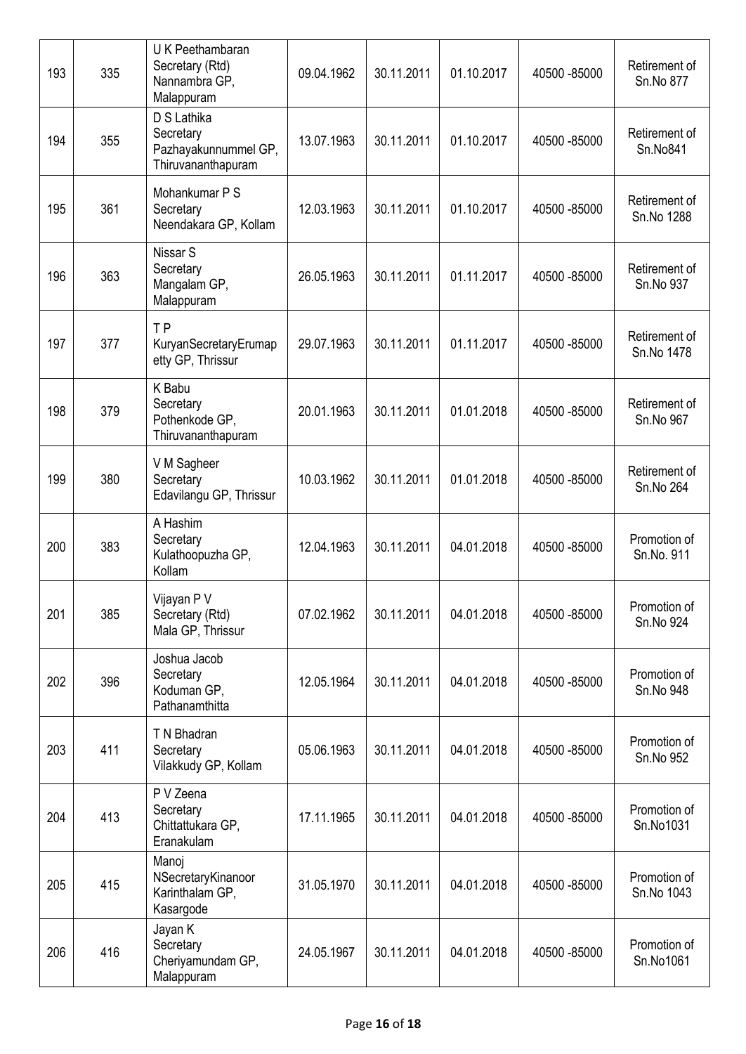| 193 | 335 | U K Peethambaran Secretary (Rtd) Nannambra GP, Malappuram | 09.04.1962 | 30.11.2011 | 01.10.2017 | 40500 -85000 | Retirement of Sn.No 877 |
|---|---|---|---|---|---|---|---|
| 194 | 355 | D S Lathika Secretary Pazhayakunnummel GP, Thiruvananthapuram | 13.07.1963 | 30.11.2011 | 01.10.2017 | 40500 -85000 | Retirement of Sn.No841 |
| 195 | 361 | Mohankumar P S Secretary Neendakara GP, Kollam | 12.03.1963 | 30.11.2011 | 01.10.2017 | 40500 -85000 | Retirement of Sn.No 1288 |
| 196 | 363 | Nissar S Secretary Mangalam GP, Malappuram | 26.05.1963 | 30.11.2011 | 01.11.2017 | 40500 -85000 | Retirement of Sn.No 937 |
| 197 | 377 | T P KuryanSecretaryErumapetty GP, Thrissur | 29.07.1963 | 30.11.2011 | 01.11.2017 | 40500 -85000 | Retirement of Sn.No 1478 |
| 198 | 379 | K Babu Secretary Pothenkode GP, Thiruvananthapuram | 20.01.1963 | 30.11.2011 | 01.01.2018 | 40500 -85000 | Retirement of Sn.No 967 |
| 199 | 380 | V M Sagheer Secretary Edavilangu GP, Thrissur | 10.03.1962 | 30.11.2011 | 01.01.2018 | 40500 -85000 | Retirement of Sn.No 264 |
| 200 | 383 | A Hashim Secretary Kulathoopuzha GP, Kollam | 12.04.1963 | 30.11.2011 | 04.01.2018 | 40500 -85000 | Promotion of Sn.No. 911 |
| 201 | 385 | Vijayan P V Secretary (Rtd) Mala GP, Thrissur | 07.02.1962 | 30.11.2011 | 04.01.2018 | 40500 -85000 | Promotion of Sn.No 924 |
| 202 | 396 | Joshua Jacob Secretary Koduman GP, Pathanamthitta | 12.05.1964 | 30.11.2011 | 04.01.2018 | 40500 -85000 | Promotion of Sn.No 948 |
| 203 | 411 | T N Bhadran Secretary Vilakkudy GP, Kollam | 05.06.1963 | 30.11.2011 | 04.01.2018 | 40500 -85000 | Promotion of Sn.No 952 |
| 204 | 413 | P V Zeena Secretary Chittattukara GP, Eranakulam | 17.11.1965 | 30.11.2011 | 04.01.2018 | 40500 -85000 | Promotion of Sn.No1031 |
| 205 | 415 | Manoj NSecretaryKinanoor Karinthalam GP, Kasargode | 31.05.1970 | 30.11.2011 | 04.01.2018 | 40500 -85000 | Promotion of Sn.No 1043 |
| 206 | 416 | Jayan K Secretary Cheriyamundam GP, Malappuram | 24.05.1967 | 30.11.2011 | 04.01.2018 | 40500 -85000 | Promotion of Sn.No1061 |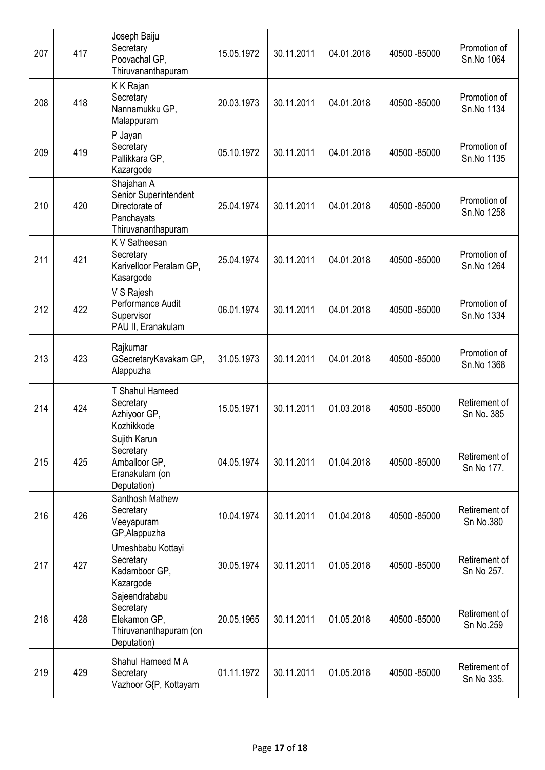| 207 | 417 | Joseph Baiju Secretary Poovachal GP, Thiruvananthapuram | 15.05.1972 | 30.11.2011 | 04.01.2018 | 40500 -85000 | Promotion of Sn.No 1064 |
|---|---|---|---|---|---|---|---|
| 208 | 418 | K K Rajan Secretary Nannamukku GP, Malappuram | 20.03.1973 | 30.11.2011 | 04.01.2018 | 40500 -85000 | Promotion of Sn.No 1134 |
| 209 | 419 | P Jayan Secretary Pallikkara GP, Kazargode | 05.10.1972 | 30.11.2011 | 04.01.2018 | 40500 -85000 | Promotion of Sn.No 1135 |
| 210 | 420 | Shajahan A Senior Superintendent Directorate of Panchayats Thiruvananthapuram | 25.04.1974 | 30.11.2011 | 04.01.2018 | 40500 -85000 | Promotion of Sn.No 1258 |
| 211 | 421 | K V Satheesan Secretary Karivelloor Peralam GP, Kasargode | 25.04.1974 | 30.11.2011 | 04.01.2018 | 40500 -85000 | Promotion of Sn.No 1264 |
| 212 | 422 | V S Rajesh Performance Audit Supervisor PAU II, Eranakulam | 06.01.1974 | 30.11.2011 | 04.01.2018 | 40500 -85000 | Promotion of Sn.No 1334 |
| 213 | 423 | Rajkumar GSecretaryKavakam GP, Alappuzha | 31.05.1973 | 30.11.2011 | 04.01.2018 | 40500 -85000 | Promotion of Sn.No 1368 |
| 214 | 424 | T Shahul Hameed Secretary Azhiyoor GP, Kozhikkode | 15.05.1971 | 30.11.2011 | 01.03.2018 | 40500 -85000 | Retirement of Sn No. 385 |
| 215 | 425 | Sujith Karun Secretary Amballoor GP, Eranakulam (on Deputation) | 04.05.1974 | 30.11.2011 | 01.04.2018 | 40500 -85000 | Retirement of Sn No 177. |
| 216 | 426 | Santhosh Mathew Secretary Veeyapuram GP,Alappuzha | 10.04.1974 | 30.11.2011 | 01.04.2018 | 40500 -85000 | Retirement of Sn No.380 |
| 217 | 427 | Umeshbabu Kottayi Secretary Kadamboor GP, Kazargode | 30.05.1974 | 30.11.2011 | 01.05.2018 | 40500 -85000 | Retirement of Sn No 257. |
| 218 | 428 | Sajeendrababu Secretary Elekamon GP, Thiruvananthapuram (on Deputation) | 20.05.1965 | 30.11.2011 | 01.05.2018 | 40500 -85000 | Retirement of Sn No.259 |
| 219 | 429 | Shahul Hameed M A Secretary Vazhoor G{P, Kottayam | 01.11.1972 | 30.11.2011 | 01.05.2018 | 40500 -85000 | Retirement of Sn No 335. |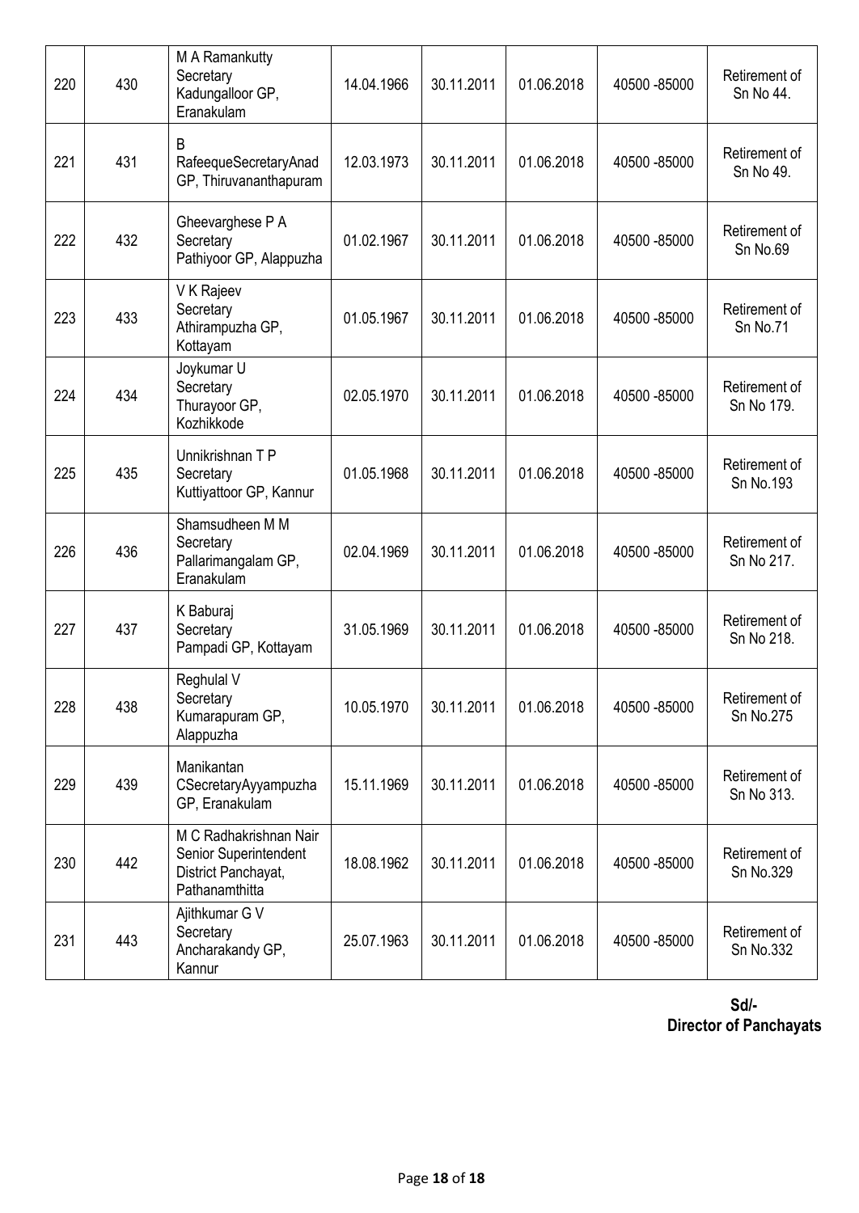| | | | | | | | |
|---|---|---|---|---|---|---|---|
| 220 | 430 | M A Ramankutty Secretary Kadungalloor GP, Eranakulam | 14.04.1966 | 30.11.2011 | 01.06.2018 | 40500 -85000 | Retirement of Sn No 44. |
| 221 | 431 | B RafeequeSecretaryAnad GP, Thiruvananthapuram | 12.03.1973 | 30.11.2011 | 01.06.2018 | 40500 -85000 | Retirement of Sn No 49. |
| 222 | 432 | Gheevarghese P A Secretary Pathiyoor GP, Alappuzha | 01.02.1967 | 30.11.2011 | 01.06.2018 | 40500 -85000 | Retirement of Sn No.69 |
| 223 | 433 | V K Rajeev Secretary Athirampuzha GP, Kottayam | 01.05.1967 | 30.11.2011 | 01.06.2018 | 40500 -85000 | Retirement of Sn No.71 |
| 224 | 434 | Joykumar U Secretary Thurayoor GP, Kozhikkode | 02.05.1970 | 30.11.2011 | 01.06.2018 | 40500 -85000 | Retirement of Sn No 179. |
| 225 | 435 | Unnikrishnan T P Secretary Kuttiyattoor GP, Kannur | 01.05.1968 | 30.11.2011 | 01.06.2018 | 40500 -85000 | Retirement of Sn No.193 |
| 226 | 436 | Shamsudheen M M Secretary Pallarimangalam GP, Eranakulam | 02.04.1969 | 30.11.2011 | 01.06.2018 | 40500 -85000 | Retirement of Sn No 217. |
| 227 | 437 | K Baburaj Secretary Pampadi GP, Kottayam | 31.05.1969 | 30.11.2011 | 01.06.2018 | 40500 -85000 | Retirement of Sn No 218. |
| 228 | 438 | Reghulal V Secretary Kumarapuram GP, Alappuzha | 10.05.1970 | 30.11.2011 | 01.06.2018 | 40500 -85000 | Retirement of Sn No.275 |
| 229 | 439 | Manikantan CSecretaryAyyampuzha GP, Eranakulam | 15.11.1969 | 30.11.2011 | 01.06.2018 | 40500 -85000 | Retirement of Sn No 313. |
| 230 | 442 | M C Radhakrishnan Nair Senior Superintendent District Panchayat, Pathanamthitta | 18.08.1962 | 30.11.2011 | 01.06.2018 | 40500 -85000 | Retirement of Sn No.329 |
| 231 | 443 | Ajithkumar G V Secretary Ancharakandy GP, Kannur | 25.07.1963 | 30.11.2011 | 01.06.2018 | 40500 -85000 | Retirement of Sn No.332 |

**Sd/-**
**Director of Panchayats**